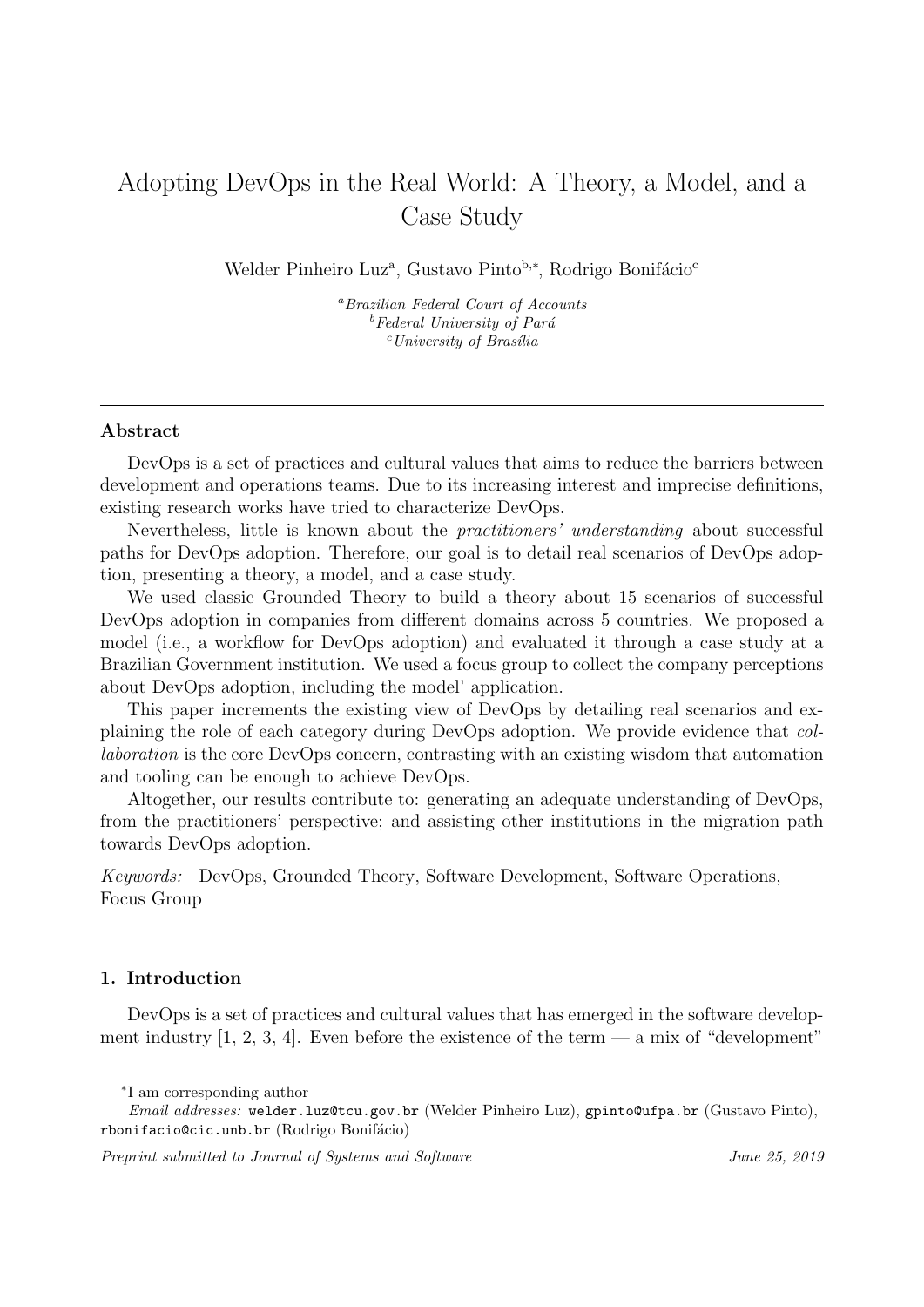# Adopting DevOps in the Real World: A Theory, a Model, and a Case Study

Welder Pinheiro Luz[a], Gustavo Pinto[b,*], Rodrigo Bonifácio[c]

[a] *Brazilian Federal Court of Accounts*
[b] *Federal University of Pará*
[c] *University of Brasília*

---

### Abstract

DevOps is a set of practices and cultural values that aims to reduce the barriers between development and operations teams. Due to its increasing interest and imprecise definitions, existing research works have tried to characterize DevOps.

Nevertheless, little is known about the *practitioners' understanding* about successful paths for DevOps adoption. Therefore, our goal is to detail real scenarios of DevOps adoption, presenting a theory, a model, and a case study.

We used classic Grounded Theory to build a theory about 15 scenarios of successful DevOps adoption in companies from different domains across 5 countries. We proposed a model (i.e., a workflow for DevOps adoption) and evaluated it through a case study at a Brazilian Government institution. We used a focus group to collect the company perceptions about DevOps adoption, including the model' application.

This paper increments the existing view of DevOps by detailing real scenarios and explaining the role of each category during DevOps adoption. We provide evidence that *collaboration* is the core DevOps concern, contrasting with an existing wisdom that automation and tooling can be enough to achieve DevOps.

Altogether, our results contribute to: generating an adequate understanding of DevOps, from the practitioners' perspective; and assisting other institutions in the migration path towards DevOps adoption.

*Keywords:* DevOps, Grounded Theory, Software Development, Software Operations, Focus Group

---

## 1. Introduction

DevOps is a set of practices and cultural values that has emerged in the software development industry [1, 2, 3, 4]. Even before the existence of the term — a mix of "development"

---

*I am corresponding author

*Email addresses:* welder.luz@tcu.gov.br (Welder Pinheiro Luz), gpinto@ufpa.br (Gustavo Pinto), rbonifacio@cic.unb.br (Rodrigo Bonifácio)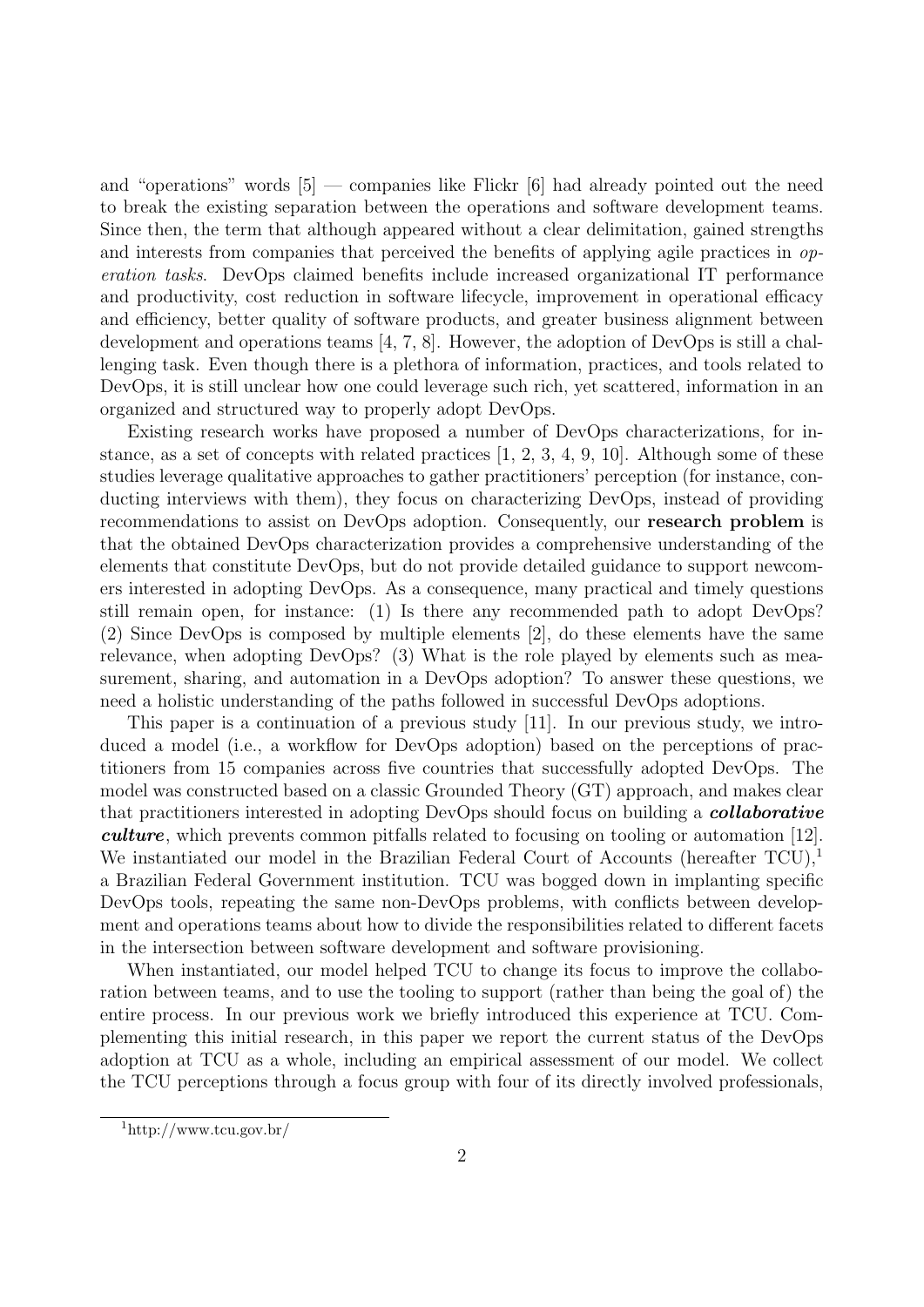and "operations" words [5] — companies like Flickr [6] had already pointed out the need to break the existing separation between the operations and software development teams. Since then, the term that although appeared without a clear delimitation, gained strengths and interests from companies that perceived the benefits of applying agile practices in *operation tasks*. DevOps claimed benefits include increased organizational IT performance and productivity, cost reduction in software lifecycle, improvement in operational efficacy and efficiency, better quality of software products, and greater business alignment between development and operations teams [4, 7, 8]. However, the adoption of DevOps is still a challenging task. Even though there is a plethora of information, practices, and tools related to DevOps, it is still unclear how one could leverage such rich, yet scattered, information in an organized and structured way to properly adopt DevOps.

Existing research works have proposed a number of DevOps characterizations, for instance, as a set of concepts with related practices [1, 2, 3, 4, 9, 10]. Although some of these studies leverage qualitative approaches to gather practitioners' perception (for instance, conducting interviews with them), they focus on characterizing DevOps, instead of providing recommendations to assist on DevOps adoption. Consequently, our **research problem** is that the obtained DevOps characterization provides a comprehensive understanding of the elements that constitute DevOps, but do not provide detailed guidance to support newcomers interested in adopting DevOps. As a consequence, many practical and timely questions still remain open, for instance: (1) Is there any recommended path to adopt DevOps? (2) Since DevOps is composed by multiple elements [2], do these elements have the same relevance, when adopting DevOps? (3) What is the role played by elements such as measurement, sharing, and automation in a DevOps adoption? To answer these questions, we need a holistic understanding of the paths followed in successful DevOps adoptions.

This paper is a continuation of a previous study [11]. In our previous study, we introduced a model (i.e., a workflow for DevOps adoption) based on the perceptions of practitioners from 15 companies across five countries that successfully adopted DevOps. The model was constructed based on a classic Grounded Theory (GT) approach, and makes clear that practitioners interested in adopting DevOps should focus on building a ***collaborative culture***, which prevents common pitfalls related to focusing on tooling or automation [12]. We instantiated our model in the Brazilian Federal Court of Accounts (hereafter TCU),[1] a Brazilian Federal Government institution. TCU was bogged down in implanting specific DevOps tools, repeating the same non-DevOps problems, with conflicts between development and operations teams about how to divide the responsibilities related to different facets in the intersection between software development and software provisioning.

When instantiated, our model helped TCU to change its focus to improve the collaboration between teams, and to use the tooling to support (rather than being the goal of) the entire process. In our previous work we briefly introduced this experience at TCU. Complementing this initial research, in this paper we report the current status of the DevOps adoption at TCU as a whole, including an empirical assessment of our model. We collect the TCU perceptions through a focus group with four of its directly involved professionals,

[1] http://www.tcu.gov.br/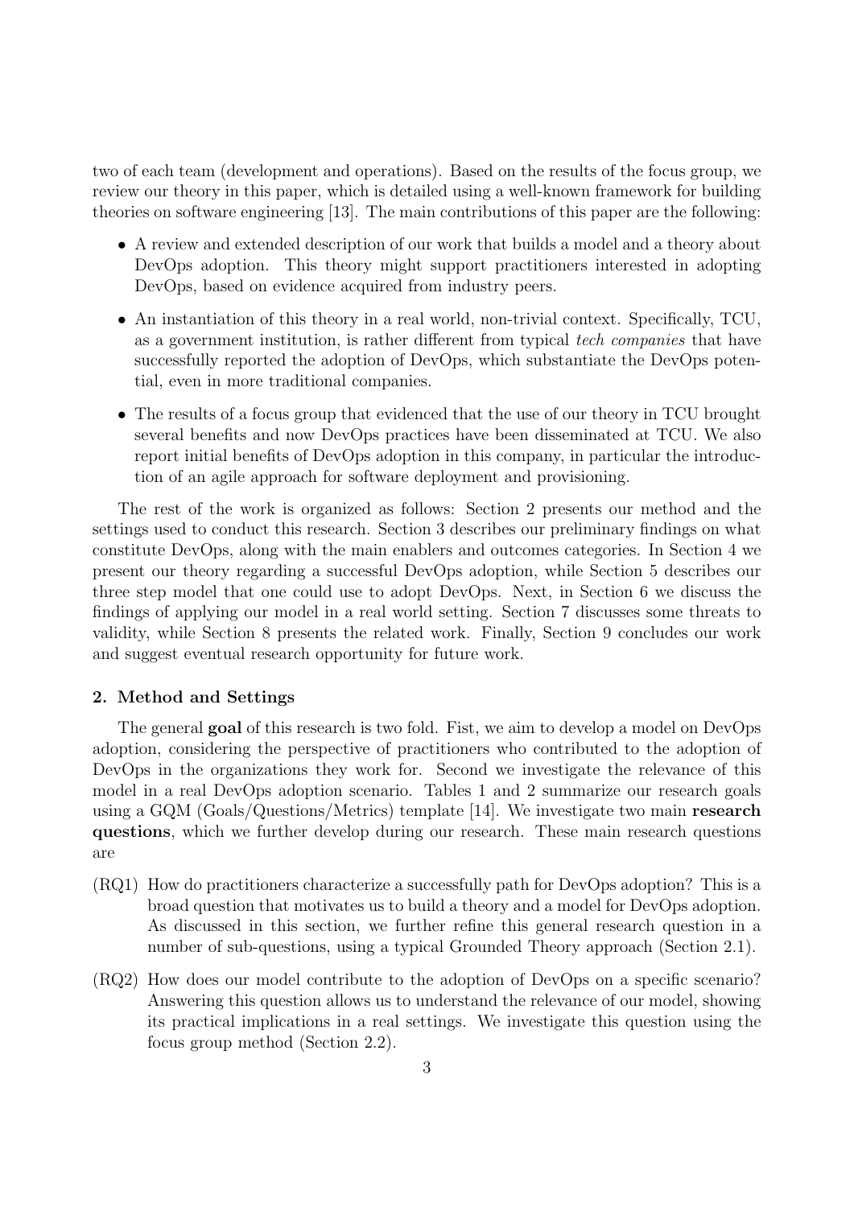two of each team (development and operations). Based on the results of the focus group, we review our theory in this paper, which is detailed using a well-known framework for building theories on software engineering [13]. The main contributions of this paper are the following:

- A review and extended description of our work that builds a model and a theory about DevOps adoption. This theory might support practitioners interested in adopting DevOps, based on evidence acquired from industry peers.
- An instantiation of this theory in a real world, non-trivial context. Specifically, TCU, as a government institution, is rather different from typical *tech companies* that have successfully reported the adoption of DevOps, which substantiate the DevOps potential, even in more traditional companies.
- The results of a focus group that evidenced that the use of our theory in TCU brought several benefits and now DevOps practices have been disseminated at TCU. We also report initial benefits of DevOps adoption in this company, in particular the introduction of an agile approach for software deployment and provisioning.

The rest of the work is organized as follows: Section 2 presents our method and the settings used to conduct this research. Section 3 describes our preliminary findings on what constitute DevOps, along with the main enablers and outcomes categories. In Section 4 we present our theory regarding a successful DevOps adoption, while Section 5 describes our three step model that one could use to adopt DevOps. Next, in Section 6 we discuss the findings of applying our model in a real world setting. Section 7 discusses some threats to validity, while Section 8 presents the related work. Finally, Section 9 concludes our work and suggest eventual research opportunity for future work.

## 2. Method and Settings

The general **goal** of this research is two fold. Fist, we aim to develop a model on DevOps adoption, considering the perspective of practitioners who contributed to the adoption of DevOps in the organizations they work for. Second we investigate the relevance of this model in a real DevOps adoption scenario. Tables 1 and 2 summarize our research goals using a GQM (Goals/Questions/Metrics) template [14]. We investigate two main **research questions**, which we further develop during our research. These main research questions are

(RQ1) How do practitioners characterize a successfully path for DevOps adoption? This is a broad question that motivates us to build a theory and a model for DevOps adoption. As discussed in this section, we further refine this general research question in a number of sub-questions, using a typical Grounded Theory approach (Section 2.1).

(RQ2) How does our model contribute to the adoption of DevOps on a specific scenario? Answering this question allows us to understand the relevance of our model, showing its practical implications in a real settings. We investigate this question using the focus group method (Section 2.2).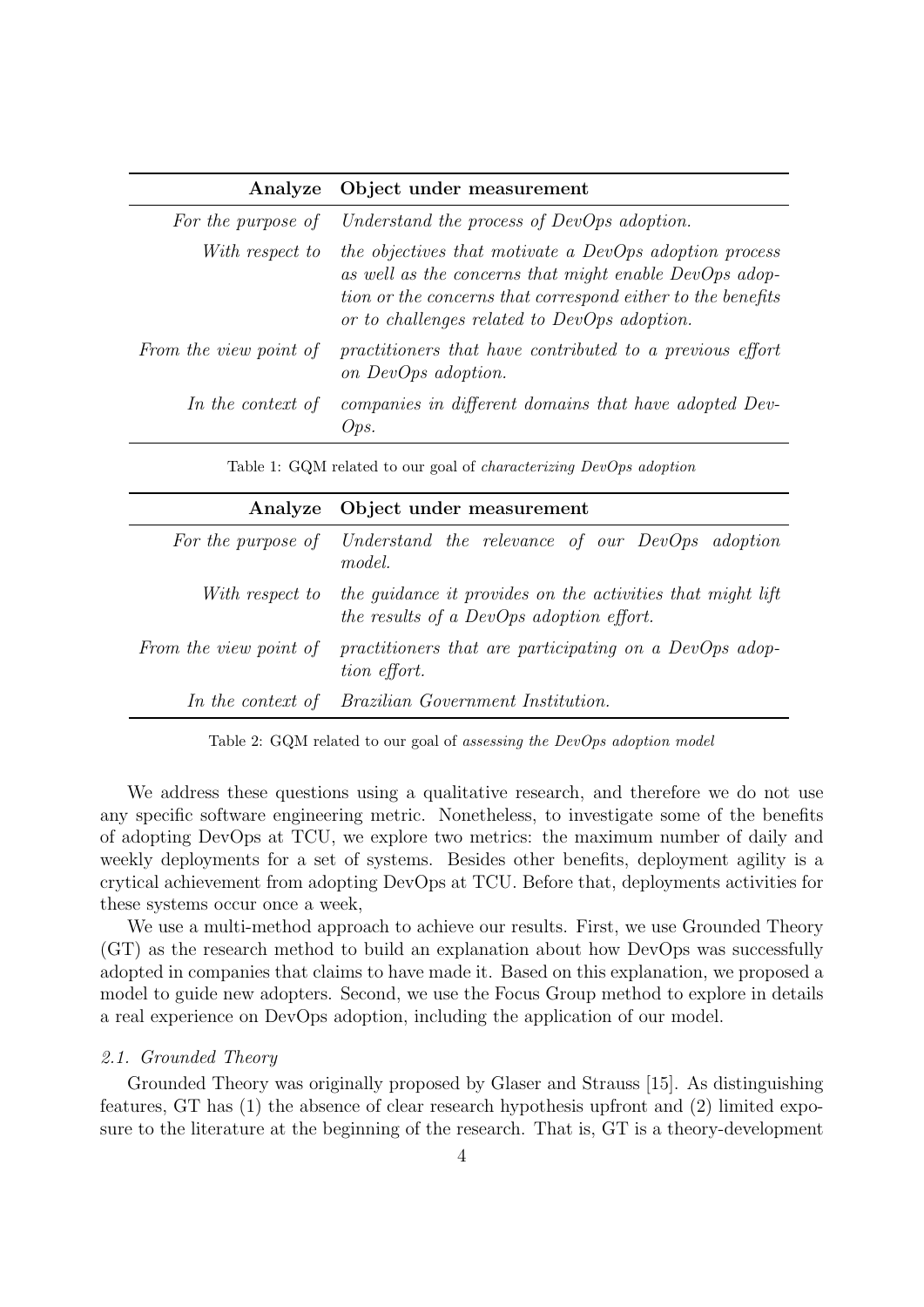| Analyze | Object under measurement |
| --- | --- |
| *For the purpose of* | *Understand the process of DevOps adoption.* |
| *With respect to* | *the objectives that motivate a DevOps adoption process as well as the concerns that might enable DevOps adoption or the concerns that correspond either to the benefits or to challenges related to DevOps adoption.* |
| *From the view point of* | *practitioners that have contributed to a previous effort on DevOps adoption.* |
| *In the context of* | *companies in different domains that have adopted DevOps.* |

Table 1: GQM related to our goal of *characterizing DevOps adoption*

| Analyze | Object under measurement |
| --- | --- |
| *For the purpose of* | *Understand the relevance of our DevOps adoption model.* |
| *With respect to* | *the guidance it provides on the activities that might lift the results of a DevOps adoption effort.* |
| *From the view point of* | *practitioners that are participating on a DevOps adoption effort.* |
| *In the context of* | *Brazilian Government Institution.* |

Table 2: GQM related to our goal of *assessing the DevOps adoption model*

We address these questions using a qualitative research, and therefore we do not use any specific software engineering metric. Nonetheless, to investigate some of the benefits of adopting DevOps at TCU, we explore two metrics: the maximum number of daily and weekly deployments for a set of systems. Besides other benefits, deployment agility is a crytical achievement from adopting DevOps at TCU. Before that, deployments activities for these systems occur once a week,

We use a multi-method approach to achieve our results. First, we use Grounded Theory (GT) as the research method to build an explanation about how DevOps was successfully adopted in companies that claims to have made it. Based on this explanation, we proposed a model to guide new adopters. Second, we use the Focus Group method to explore in details a real experience on DevOps adoption, including the application of our model.

### *2.1. Grounded Theory*

Grounded Theory was originally proposed by Glaser and Strauss [15]. As distinguishing features, GT has (1) the absence of clear research hypothesis upfront and (2) limited exposure to the literature at the beginning of the research. That is, GT is a theory-development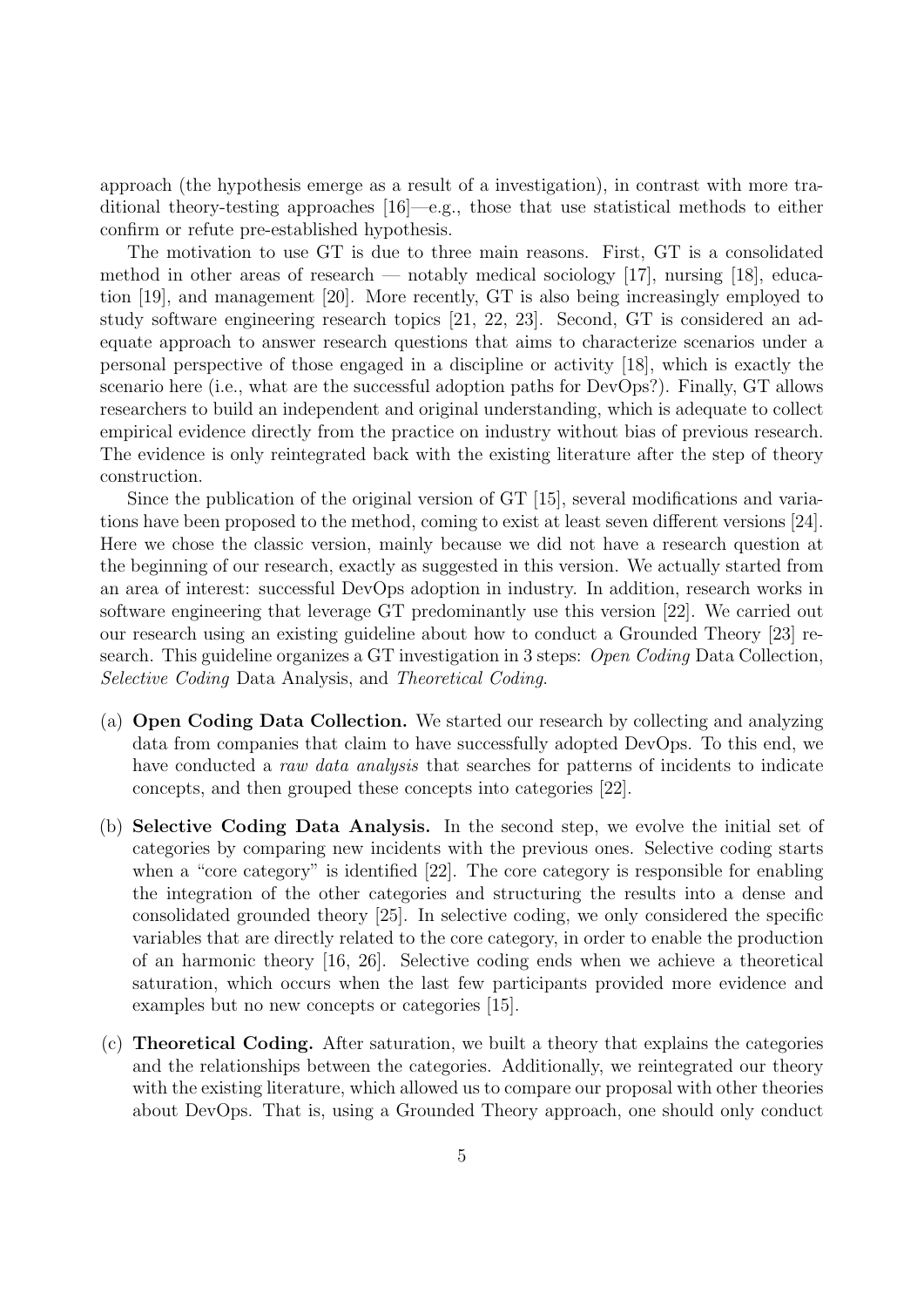approach (the hypothesis emerge as a result of a investigation), in contrast with more traditional theory-testing approaches [16]—e.g., those that use statistical methods to either confirm or refute pre-established hypothesis.

The motivation to use GT is due to three main reasons. First, GT is a consolidated method in other areas of research — notably medical sociology [17], nursing [18], education [19], and management [20]. More recently, GT is also being increasingly employed to study software engineering research topics [21, 22, 23]. Second, GT is considered an adequate approach to answer research questions that aims to characterize scenarios under a personal perspective of those engaged in a discipline or activity [18], which is exactly the scenario here (i.e., what are the successful adoption paths for DevOps?). Finally, GT allows researchers to build an independent and original understanding, which is adequate to collect empirical evidence directly from the practice on industry without bias of previous research. The evidence is only reintegrated back with the existing literature after the step of theory construction.

Since the publication of the original version of GT [15], several modifications and variations have been proposed to the method, coming to exist at least seven different versions [24]. Here we chose the classic version, mainly because we did not have a research question at the beginning of our research, exactly as suggested in this version. We actually started from an area of interest: successful DevOps adoption in industry. In addition, research works in software engineering that leverage GT predominantly use this version [22]. We carried out our research using an existing guideline about how to conduct a Grounded Theory [23] research. This guideline organizes a GT investigation in 3 steps: *Open Coding* Data Collection, *Selective Coding* Data Analysis, and *Theoretical Coding*.

(a) **Open Coding Data Collection.** We started our research by collecting and analyzing data from companies that claim to have successfully adopted DevOps. To this end, we have conducted a *raw data analysis* that searches for patterns of incidents to indicate concepts, and then grouped these concepts into categories [22].

(b) **Selective Coding Data Analysis.** In the second step, we evolve the initial set of categories by comparing new incidents with the previous ones. Selective coding starts when a "core category" is identified [22]. The core category is responsible for enabling the integration of the other categories and structuring the results into a dense and consolidated grounded theory [25]. In selective coding, we only considered the specific variables that are directly related to the core category, in order to enable the production of an harmonic theory [16, 26]. Selective coding ends when we achieve a theoretical saturation, which occurs when the last few participants provided more evidence and examples but no new concepts or categories [15].

(c) **Theoretical Coding.** After saturation, we built a theory that explains the categories and the relationships between the categories. Additionally, we reintegrated our theory with the existing literature, which allowed us to compare our proposal with other theories about DevOps. That is, using a Grounded Theory approach, one should only conduct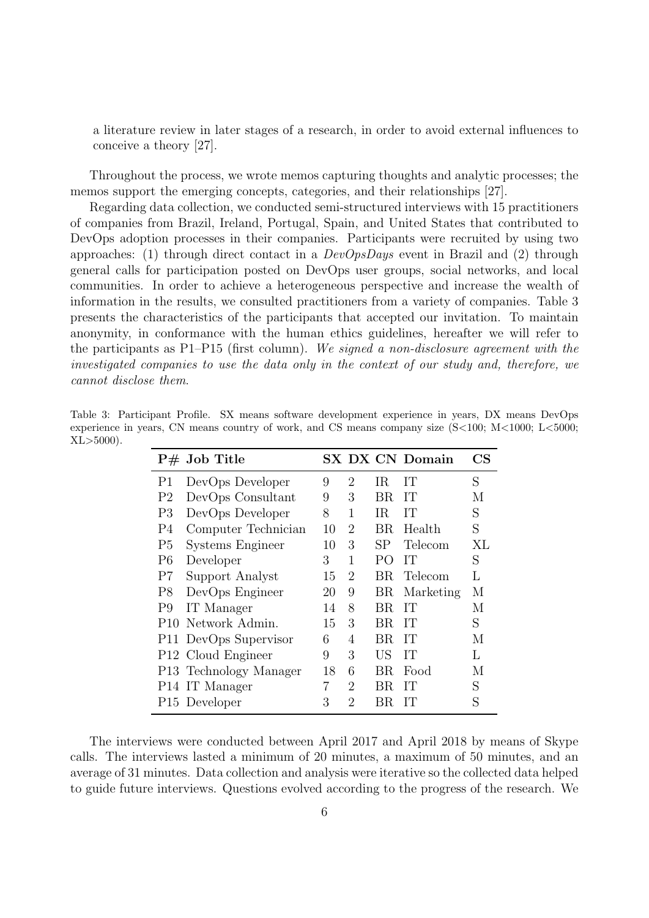a literature review in later stages of a research, in order to avoid external influences to conceive a theory [27].

Throughout the process, we wrote memos capturing thoughts and analytic processes; the memos support the emerging concepts, categories, and their relationships [27].

Regarding data collection, we conducted semi-structured interviews with 15 practitioners of companies from Brazil, Ireland, Portugal, Spain, and United States that contributed to DevOps adoption processes in their companies. Participants were recruited by using two approaches: (1) through direct contact in a *DevOpsDays* event in Brazil and (2) through general calls for participation posted on DevOps user groups, social networks, and local communities. In order to achieve a heterogeneous perspective and increase the wealth of information in the results, we consulted practitioners from a variety of companies. Table 3 presents the characteristics of the participants that accepted our invitation. To maintain anonymity, in conformance with the human ethics guidelines, hereafter we will refer to the participants as P1–P15 (first column). *We signed a non-disclosure agreement with the investigated companies to use the data only in the context of our study and, therefore, we cannot disclose them.*

Table 3: Participant Profile. SX means software development experience in years, DX means DevOps experience in years, CN means country of work, and CS means company size (S<100; M<1000; L<5000; XL>5000).

| P# | Job Title | SX | DX | CN | Domain | CS |
|---|---|---|---|---|---|---|
| P1 | DevOps Developer | 9 | 2 | IR | IT | S |
| P2 | DevOps Consultant | 9 | 3 | BR | IT | M |
| P3 | DevOps Developer | 8 | 1 | IR | IT | S |
| P4 | Computer Technician | 10 | 2 | BR | Health | S |
| P5 | Systems Engineer | 10 | 3 | SP | Telecom | XL |
| P6 | Developer | 3 | 1 | PO | IT | S |
| P7 | Support Analyst | 15 | 2 | BR | Telecom | L |
| P8 | DevOps Engineer | 20 | 9 | BR | Marketing | M |
| P9 | IT Manager | 14 | 8 | BR | IT | M |
| P10 | Network Admin. | 15 | 3 | BR | IT | S |
| P11 | DevOps Supervisor | 6 | 4 | BR | IT | M |
| P12 | Cloud Engineer | 9 | 3 | US | IT | L |
| P13 | Technology Manager | 18 | 6 | BR | Food | M |
| P14 | IT Manager | 7 | 2 | BR | IT | S |
| P15 | Developer | 3 | 2 | BR | IT | S |

The interviews were conducted between April 2017 and April 2018 by means of Skype calls. The interviews lasted a minimum of 20 minutes, a maximum of 50 minutes, and an average of 31 minutes. Data collection and analysis were iterative so the collected data helped to guide future interviews. Questions evolved according to the progress of the research. We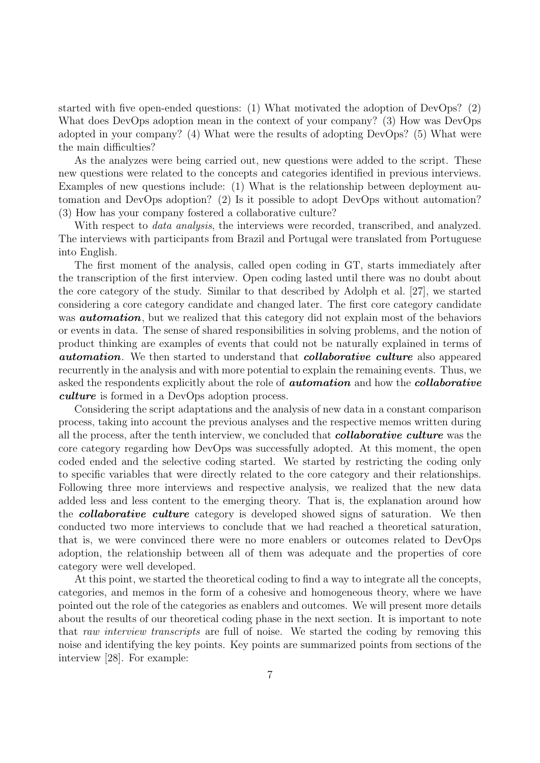started with five open-ended questions: (1) What motivated the adoption of DevOps? (2) What does DevOps adoption mean in the context of your company? (3) How was DevOps adopted in your company? (4) What were the results of adopting DevOps? (5) What were the main difficulties?

As the analyzes were being carried out, new questions were added to the script. These new questions were related to the concepts and categories identified in previous interviews. Examples of new questions include: (1) What is the relationship between deployment automation and DevOps adoption? (2) Is it possible to adopt DevOps without automation? (3) How has your company fostered a collaborative culture?

With respect to *data analysis*, the interviews were recorded, transcribed, and analyzed. The interviews with participants from Brazil and Portugal were translated from Portuguese into English.

The first moment of the analysis, called open coding in GT, starts immediately after the transcription of the first interview. Open coding lasted until there was no doubt about the core category of the study. Similar to that described by Adolph et al. [27], we started considering a core category candidate and changed later. The first core category candidate was ***automation***, but we realized that this category did not explain most of the behaviors or events in data. The sense of shared responsibilities in solving problems, and the notion of product thinking are examples of events that could not be naturally explained in terms of ***automation***. We then started to understand that ***collaborative culture*** also appeared recurrently in the analysis and with more potential to explain the remaining events. Thus, we asked the respondents explicitly about the role of ***automation*** and how the ***collaborative culture*** is formed in a DevOps adoption process.

Considering the script adaptations and the analysis of new data in a constant comparison process, taking into account the previous analyses and the respective memos written during all the process, after the tenth interview, we concluded that ***collaborative culture*** was the core category regarding how DevOps was successfully adopted. At this moment, the open coded ended and the selective coding started. We started by restricting the coding only to specific variables that were directly related to the core category and their relationships. Following three more interviews and respective analysis, we realized that the new data added less and less content to the emerging theory. That is, the explanation around how the ***collaborative culture*** category is developed showed signs of saturation. We then conducted two more interviews to conclude that we had reached a theoretical saturation, that is, we were convinced there were no more enablers or outcomes related to DevOps adoption, the relationship between all of them was adequate and the properties of core category were well developed.

At this point, we started the theoretical coding to find a way to integrate all the concepts, categories, and memos in the form of a cohesive and homogeneous theory, where we have pointed out the role of the categories as enablers and outcomes. We will present more details about the results of our theoretical coding phase in the next section. It is important to note that *raw interview transcripts* are full of noise. We started the coding by removing this noise and identifying the key points. Key points are summarized points from sections of the interview [28]. For example: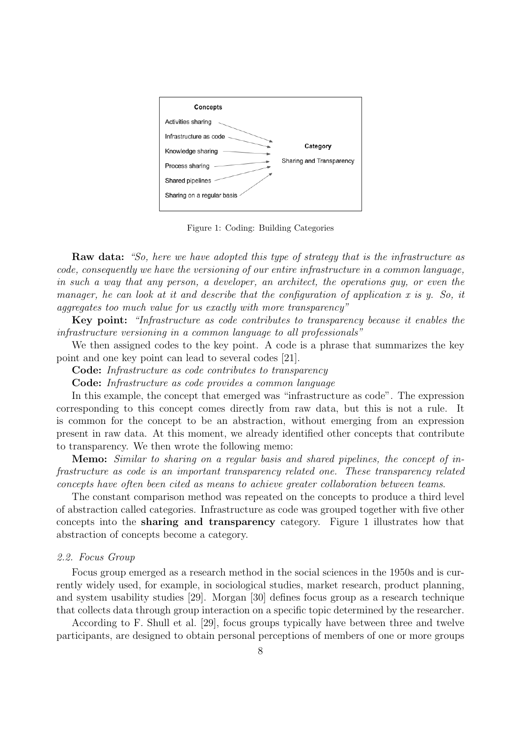Concepts

Activities sharing
Infrastructure as code
Knowledge sharing
Process sharing
Shared pipelines
Sharing on a regular basis

Category
Sharing and Transparency

Figure 1: Coding: Building Categories

**Raw data:** *"So, here we have adopted this type of strategy that is the infrastructure as code, consequently we have the versioning of our entire infrastructure in a common language, in such a way that any person, a developer, an architect, the operations guy, or even the manager, he can look at it and describe that the configuration of application x is y. So, it aggregates too much value for us exactly with more transparency"*

**Key point:** *"Infrastructure as code contributes to transparency because it enables the infrastructure versioning in a common language to all professionals"*

We then assigned codes to the key point. A code is a phrase that summarizes the key point and one key point can lead to several codes [21].

**Code:** *Infrastructure as code contributes to transparency*

**Code:** *Infrastructure as code provides a common language*

In this example, the concept that emerged was "infrastructure as code". The expression corresponding to this concept comes directly from raw data, but this is not a rule. It is common for the concept to be an abstraction, without emerging from an expression present in raw data. At this moment, we already identified other concepts that contribute to transparency. We then wrote the following memo:

**Memo:** *Similar to sharing on a regular basis and shared pipelines, the concept of infrastructure as code is an important transparency related one. These transparency related concepts have often been cited as means to achieve greater collaboration between teams.*

The constant comparison method was repeated on the concepts to produce a third level of abstraction called categories. Infrastructure as code was grouped together with five other concepts into the **sharing and transparency** category. Figure 1 illustrates how that abstraction of concepts become a category.

### *2.2. Focus Group*

Focus group emerged as a research method in the social sciences in the 1950s and is currently widely used, for example, in sociological studies, market research, product planning, and system usability studies [29]. Morgan [30] defines focus group as a research technique that collects data through group interaction on a specific topic determined by the researcher.

According to F. Shull et al. [29], focus groups typically have between three and twelve participants, are designed to obtain personal perceptions of members of one or more groups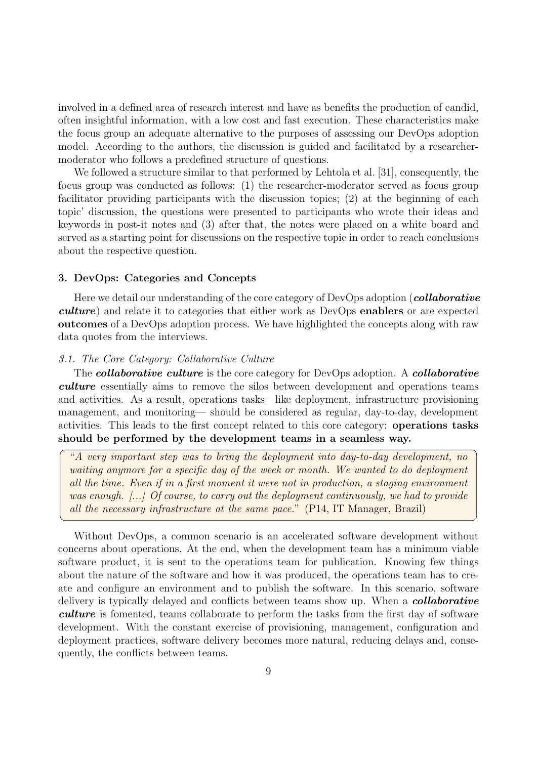involved in a defined area of research interest and have as benefits the production of candid, often insightful information, with a low cost and fast execution. These characteristics make the focus group an adequate alternative to the purposes of assessing our DevOps adoption model. According to the authors, the discussion is guided and facilitated by a researcher-moderator who follows a predefined structure of questions.

We followed a structure similar to that performed by Lehtola et al. [31], consequently, the focus group was conducted as follows: (1) the researcher-moderator served as focus group facilitator providing participants with the discussion topics; (2) at the beginning of each topic' discussion, the questions were presented to participants who wrote their ideas and keywords in post-it notes and (3) after that, the notes were placed on a white board and served as a starting point for discussions on the respective topic in order to reach conclusions about the respective question.

## 3. DevOps: Categories and Concepts

Here we detail our understanding of the core category of DevOps adoption (***collaborative culture***) and relate it to categories that either work as DevOps **enablers** or are expected **outcomes** of a DevOps adoption process. We have highlighted the concepts along with raw data quotes from the interviews.

### 3.1. The Core Category: Collaborative Culture

The ***collaborative culture*** is the core category for DevOps adoption. A ***collaborative culture*** essentially aims to remove the silos between development and operations teams and activities. As a result, operations tasks—like deployment, infrastructure provisioning management, and monitoring— should be considered as regular, day-to-day, development activities. This leads to the first concept related to this core category: **operations tasks should be performed by the development teams in a seamless way.**

> "*A very important step was to bring the deployment into day-to-day development, no waiting anymore for a specific day of the week or month. We wanted to do deployment all the time. Even if in a first moment it were not in production, a staging environment was enough. [...] Of course, to carry out the deployment continuously, we had to provide all the necessary infrastructure at the same pace.*" (P14, IT Manager, Brazil)

Without DevOps, a common scenario is an accelerated software development without concerns about operations. At the end, when the development team has a minimum viable software product, it is sent to the operations team for publication. Knowing few things about the nature of the software and how it was produced, the operations team has to create and configure an environment and to publish the software. In this scenario, software delivery is typically delayed and conflicts between teams show up. When a ***collaborative culture*** is fomented, teams collaborate to perform the tasks from the first day of software development. With the constant exercise of provisioning, management, configuration and deployment practices, software delivery becomes more natural, reducing delays and, consequently, the conflicts between teams.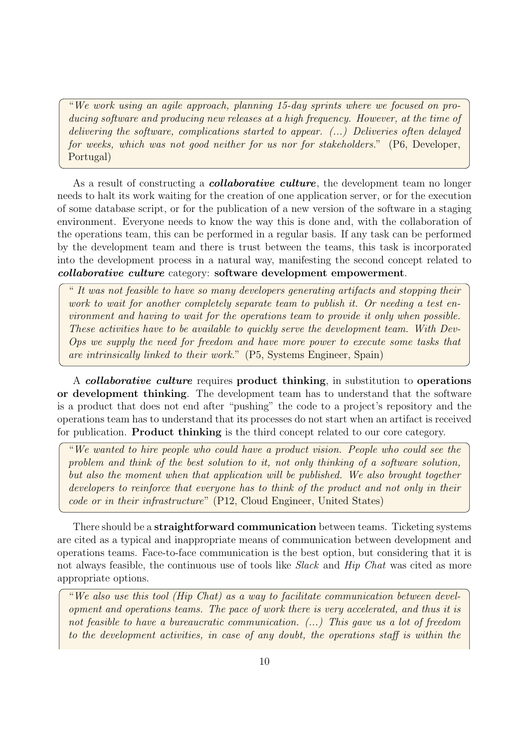> "*We work using an agile approach, planning 15-day sprints where we focused on producing software and producing new releases at a high frequency. However, at the time of delivering the software, complications started to appear. (...) Deliveries often delayed for weeks, which was not good neither for us nor for stakeholders.*" (P6, Developer, Portugal)

As a result of constructing a ***collaborative culture***, the development team no longer needs to halt its work waiting for the creation of one application server, or for the execution of some database script, or for the publication of a new version of the software in a staging environment. Everyone needs to know the way this is done and, with the collaboration of the operations team, this can be performed in a regular basis. If any task can be performed by the development team and there is trust between the teams, this task is incorporated into the development process in a natural way, manifesting the second concept related to ***collaborative culture*** category: **software development empowerment**.

> " *It was not feasible to have so many developers generating artifacts and stopping their work to wait for another completely separate team to publish it. Or needing a test environment and having to wait for the operations team to provide it only when possible. These activities have to be available to quickly serve the development team. With DevOps we supply the need for freedom and have more power to execute some tasks that are intrinsically linked to their work.*" (P5, Systems Engineer, Spain)

A ***collaborative culture*** requires **product thinking**, in substitution to **operations or development thinking**. The development team has to understand that the software is a product that does not end after "pushing" the code to a project's repository and the operations team has to understand that its processes do not start when an artifact is received for publication. **Product thinking** is the third concept related to our core category.

> "*We wanted to hire people who could have a product vision. People who could see the problem and think of the best solution to it, not only thinking of a software solution, but also the moment when that application will be published. We also brought together developers to reinforce that everyone has to think of the product and not only in their code or in their infrastructure*" (P12, Cloud Engineer, United States)

There should be a **straightforward communication** between teams. Ticketing systems are cited as a typical and inappropriate means of communication between development and operations teams. Face-to-face communication is the best option, but considering that it is not always feasible, the continuous use of tools like *Slack* and *Hip Chat* was cited as more appropriate options.

> "*We also use this tool (Hip Chat) as a way to facilitate communication between development and operations teams. The pace of work there is very accelerated, and thus it is not feasible to have a bureaucratic communication. (...) This gave us a lot of freedom to the development activities, in case of any doubt, the operations staff is within the*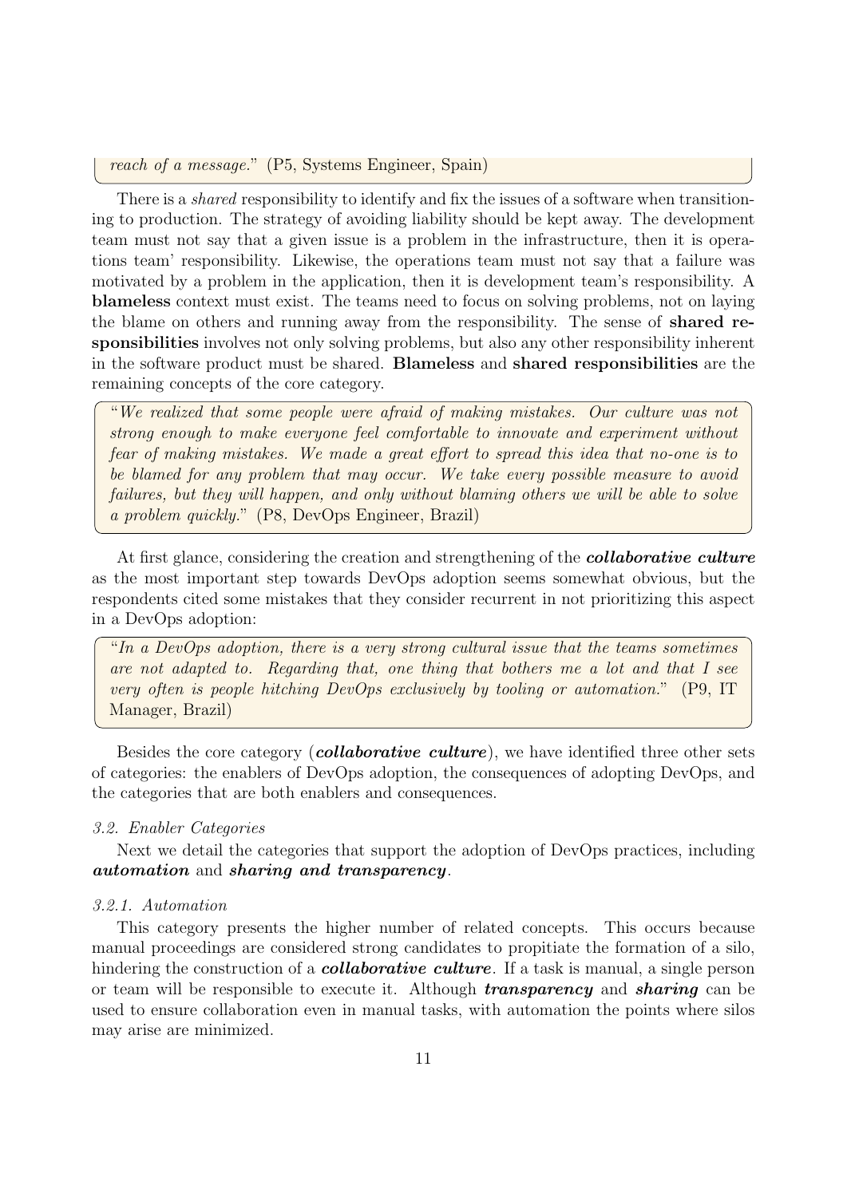*reach of a message.*" (P5, Systems Engineer, Spain)

There is a *shared* responsibility to identify and fix the issues of a software when transitioning to production. The strategy of avoiding liability should be kept away. The development team must not say that a given issue is a problem in the infrastructure, then it is operations team' responsibility. Likewise, the operations team must not say that a failure was motivated by a problem in the application, then it is development team's responsibility. A **blameless** context must exist. The teams need to focus on solving problems, not on laying the blame on others and running away from the responsibility. The sense of **shared responsibilities** involves not only solving problems, but also any other responsibility inherent in the software product must be shared. **Blameless** and **shared responsibilities** are the remaining concepts of the core category.

> "*We realized that some people were afraid of making mistakes. Our culture was not strong enough to make everyone feel comfortable to innovate and experiment without fear of making mistakes. We made a great effort to spread this idea that no-one is to be blamed for any problem that may occur. We take every possible measure to avoid failures, but they will happen, and only without blaming others we will be able to solve a problem quickly.*" (P8, DevOps Engineer, Brazil)

At first glance, considering the creation and strengthening of the ***collaborative culture*** as the most important step towards DevOps adoption seems somewhat obvious, but the respondents cited some mistakes that they consider recurrent in not prioritizing this aspect in a DevOps adoption:

> "*In a DevOps adoption, there is a very strong cultural issue that the teams sometimes are not adapted to. Regarding that, one thing that bothers me a lot and that I see very often is people hitching DevOps exclusively by tooling or automation.*" (P9, IT Manager, Brazil)

Besides the core category (***collaborative culture***), we have identified three other sets of categories: the enablers of DevOps adoption, the consequences of adopting DevOps, and the categories that are both enablers and consequences.

### *3.2. Enabler Categories*

Next we detail the categories that support the adoption of DevOps practices, including ***automation*** and ***sharing and transparency***.

#### *3.2.1. Automation*

This category presents the higher number of related concepts. This occurs because manual proceedings are considered strong candidates to propitiate the formation of a silo, hindering the construction of a ***collaborative culture***. If a task is manual, a single person or team will be responsible to execute it. Although ***transparency*** and ***sharing*** can be used to ensure collaboration even in manual tasks, with automation the points where silos may arise are minimized.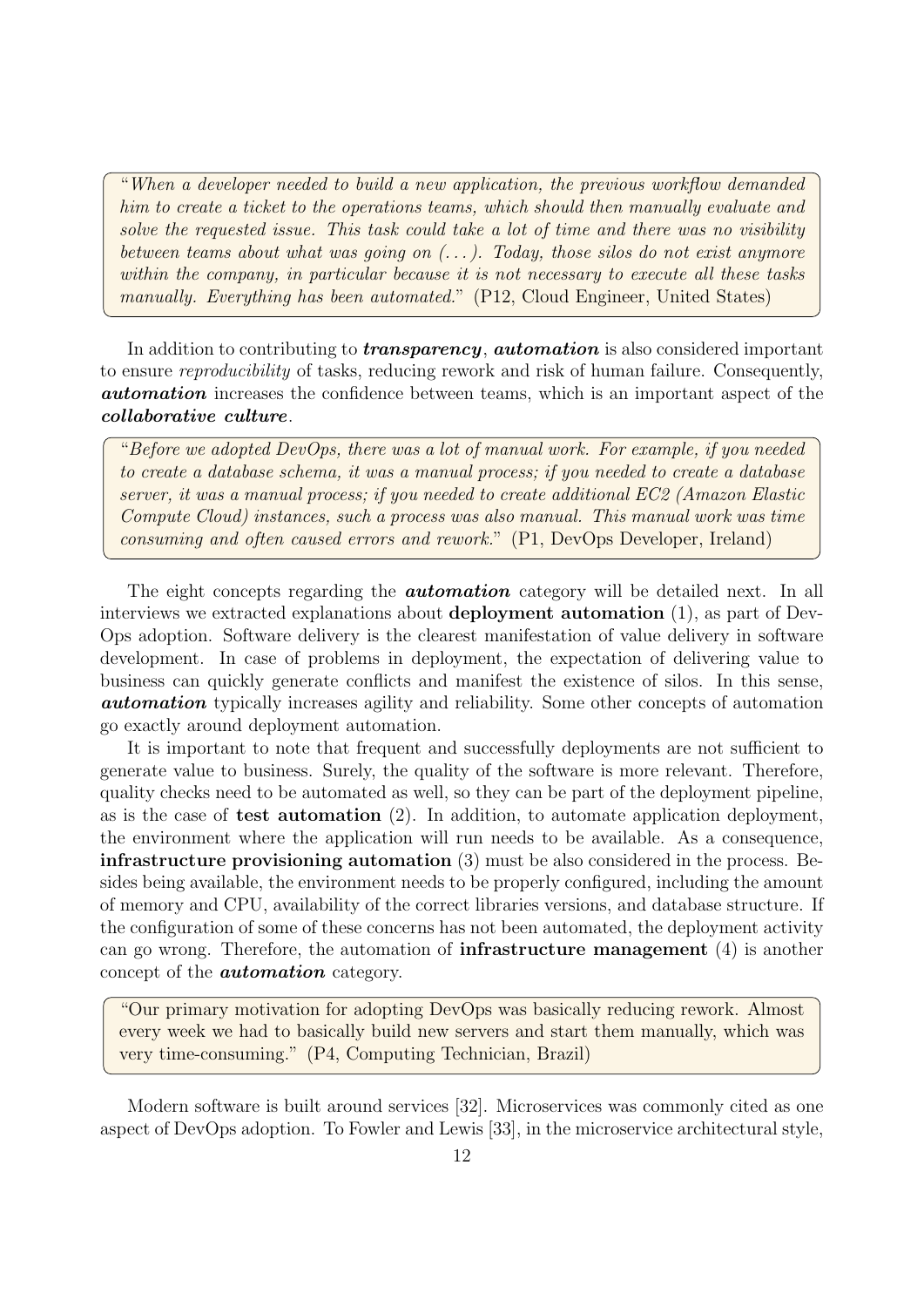> "*When a developer needed to build a new application, the previous workflow demanded him to create a ticket to the operations teams, which should then manually evaluate and solve the requested issue. This task could take a lot of time and there was no visibility between teams about what was going on (...). Today, those silos do not exist anymore within the company, in particular because it is not necessary to execute all these tasks manually. Everything has been automated.*" (P12, Cloud Engineer, United States)

In addition to contributing to ***transparency***, ***automation*** is also considered important to ensure *reproducibility* of tasks, reducing rework and risk of human failure. Consequently, ***automation*** increases the confidence between teams, which is an important aspect of the ***collaborative culture***.

> "*Before we adopted DevOps, there was a lot of manual work. For example, if you needed to create a database schema, it was a manual process; if you needed to create a database server, it was a manual process; if you needed to create additional EC2 (Amazon Elastic Compute Cloud) instances, such a process was also manual. This manual work was time consuming and often caused errors and rework.*" (P1, DevOps Developer, Ireland)

The eight concepts regarding the ***automation*** category will be detailed next. In all interviews we extracted explanations about **deployment automation** (1), as part of DevOps adoption. Software delivery is the clearest manifestation of value delivery in software development. In case of problems in deployment, the expectation of delivering value to business can quickly generate conflicts and manifest the existence of silos. In this sense, ***automation*** typically increases agility and reliability. Some other concepts of automation go exactly around deployment automation.

It is important to note that frequent and successfully deployments are not sufficient to generate value to business. Surely, the quality of the software is more relevant. Therefore, quality checks need to be automated as well, so they can be part of the deployment pipeline, as is the case of **test automation** (2). In addition, to automate application deployment, the environment where the application will run needs to be available. As a consequence, **infrastructure provisioning automation** (3) must be also considered in the process. Besides being available, the environment needs to be properly configured, including the amount of memory and CPU, availability of the correct libraries versions, and database structure. If the configuration of some of these concerns has not been automated, the deployment activity can go wrong. Therefore, the automation of **infrastructure management** (4) is another concept of the ***automation*** category.

> "Our primary motivation for adopting DevOps was basically reducing rework. Almost every week we had to basically build new servers and start them manually, which was very time-consuming." (P4, Computing Technician, Brazil)

Modern software is built around services [32]. Microservices was commonly cited as one aspect of DevOps adoption. To Fowler and Lewis [33], in the microservice architectural style,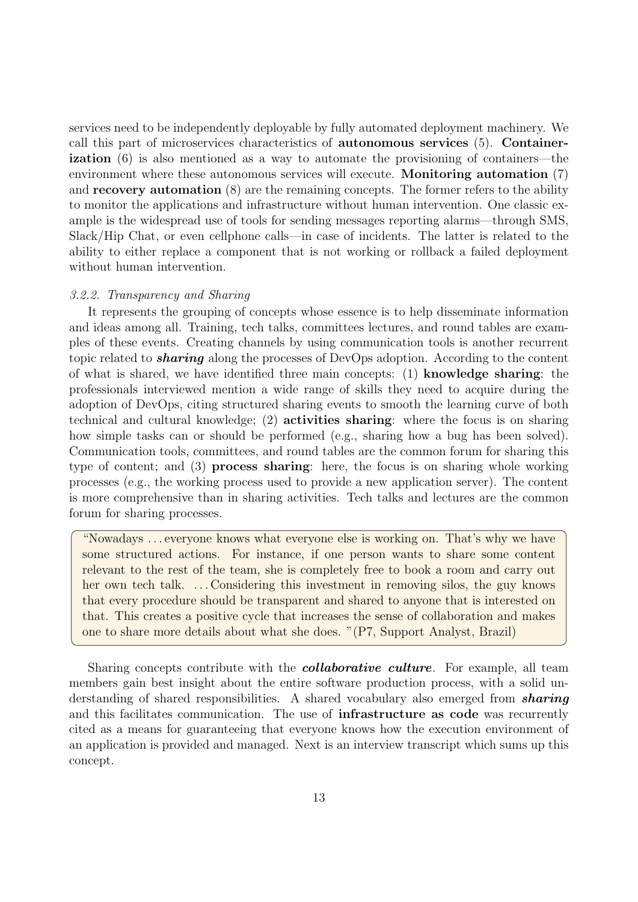services need to be independently deployable by fully automated deployment machinery. We call this part of microservices characteristics of **autonomous services** (5). **Containerization** (6) is also mentioned as a way to automate the provisioning of containers—the environment where these autonomous services will execute. **Monitoring automation** (7) and **recovery automation** (8) are the remaining concepts. The former refers to the ability to monitor the applications and infrastructure without human intervention. One classic example is the widespread use of tools for sending messages reporting alarms—through SMS, Slack/Hip Chat, or even cellphone calls—in case of incidents. The latter is related to the ability to either replace a component that is not working or rollback a failed deployment without human intervention.

#### *3.2.2. Transparency and Sharing*

It represents the grouping of concepts whose essence is to help disseminate information and ideas among all. Training, tech talks, committees lectures, and round tables are examples of these events. Creating channels by using communication tools is another recurrent topic related to ***sharing*** along the processes of DevOps adoption. According to the content of what is shared, we have identified three main concepts: (1) **knowledge sharing**: the professionals interviewed mention a wide range of skills they need to acquire during the adoption of DevOps, citing structured sharing events to smooth the learning curve of both technical and cultural knowledge; (2) **activities sharing**: where the focus is on sharing how simple tasks can or should be performed (e.g., sharing how a bug has been solved). Communication tools, committees, and round tables are the common forum for sharing this type of content; and (3) **process sharing**: here, the focus is on sharing whole working processes (e.g., the working process used to provide a new application server). The content is more comprehensive than in sharing activities. Tech talks and lectures are the common forum for sharing processes.

> "Nowadays ... everyone knows what everyone else is working on. That's why we have some structured actions. For instance, if one person wants to share some content relevant to the rest of the team, she is completely free to book a room and carry out her own tech talk. ... Considering this investment in removing silos, the guy knows that every procedure should be transparent and shared to anyone that is interested on that. This creates a positive cycle that increases the sense of collaboration and makes one to share more details about what she does. "(P7, Support Analyst, Brazil)

Sharing concepts contribute with the ***collaborative culture***. For example, all team members gain best insight about the entire software production process, with a solid understanding of shared responsibilities. A shared vocabulary also emerged from ***sharing*** and this facilitates communication. The use of **infrastructure as code** was recurrently cited as a means for guaranteeing that everyone knows how the execution environment of an application is provided and managed. Next is an interview transcript which sums up this concept.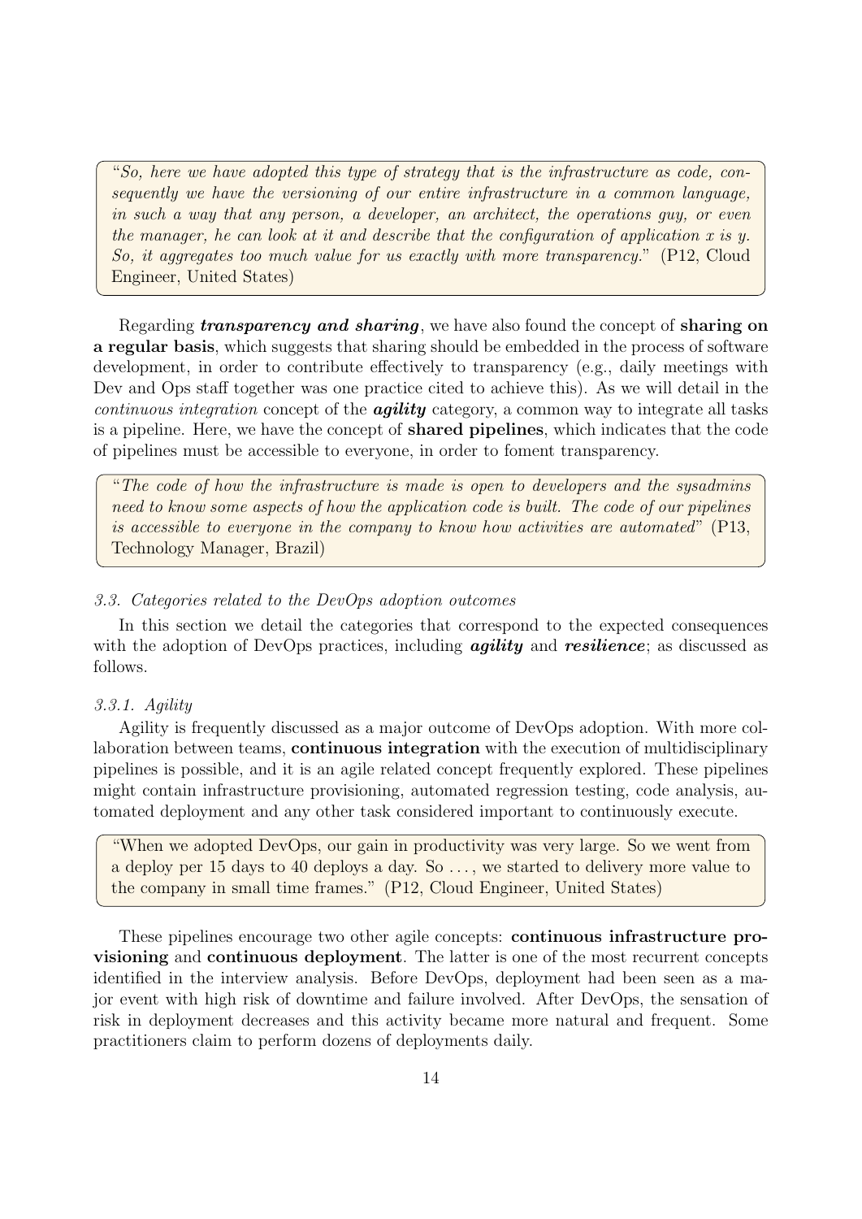> "*So, here we have adopted this type of strategy that is the infrastructure as code, consequently we have the versioning of our entire infrastructure in a common language, in such a way that any person, a developer, an architect, the operations guy, or even the manager, he can look at it and describe that the configuration of application x is y. So, it aggregates too much value for us exactly with more transparency.*" (P12, Cloud Engineer, United States)

Regarding ***transparency and sharing***, we have also found the concept of **sharing on a regular basis**, which suggests that sharing should be embedded in the process of software development, in order to contribute effectively to transparency (e.g., daily meetings with Dev and Ops staff together was one practice cited to achieve this). As we will detail in the *continuous integration* concept of the ***agility*** category, a common way to integrate all tasks is a pipeline. Here, we have the concept of **shared pipelines**, which indicates that the code of pipelines must be accessible to everyone, in order to foment transparency.

> "*The code of how the infrastructure is made is open to developers and the sysadmins need to know some aspects of how the application code is built. The code of our pipelines is accessible to everyone in the company to know how activities are automated*" (P13, Technology Manager, Brazil)

### *3.3. Categories related to the DevOps adoption outcomes*

In this section we detail the categories that correspond to the expected consequences with the adoption of DevOps practices, including ***agility*** and ***resilience***; as discussed as follows.

#### *3.3.1. Agility*

Agility is frequently discussed as a major outcome of DevOps adoption. With more collaboration between teams, **continuous integration** with the execution of multidisciplinary pipelines is possible, and it is an agile related concept frequently explored. These pipelines might contain infrastructure provisioning, automated regression testing, code analysis, automated deployment and any other task considered important to continuously execute.

> "When we adopted DevOps, our gain in productivity was very large. So we went from a deploy per 15 days to 40 deploys a day. So . . . , we started to delivery more value to the company in small time frames." (P12, Cloud Engineer, United States)

These pipelines encourage two other agile concepts: **continuous infrastructure provisioning** and **continuous deployment**. The latter is one of the most recurrent concepts identified in the interview analysis. Before DevOps, deployment had been seen as a major event with high risk of downtime and failure involved. After DevOps, the sensation of risk in deployment decreases and this activity became more natural and frequent. Some practitioners claim to perform dozens of deployments daily.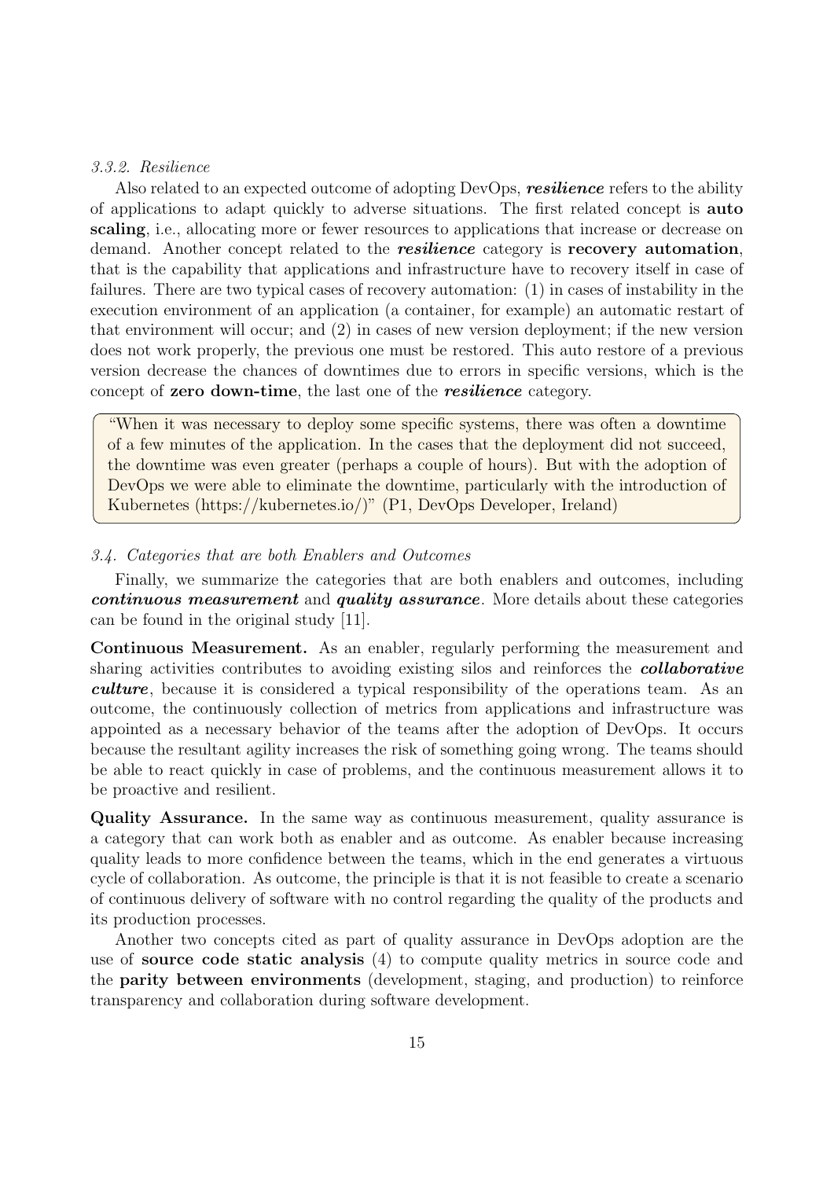#### *3.3.2. Resilience*

Also related to an expected outcome of adopting DevOps, ***resilience*** refers to the ability of applications to adapt quickly to adverse situations. The first related concept is **auto scaling**, i.e., allocating more or fewer resources to applications that increase or decrease on demand. Another concept related to the ***resilience*** category is **recovery automation**, that is the capability that applications and infrastructure have to recovery itself in case of failures. There are two typical cases of recovery automation: (1) in cases of instability in the execution environment of an application (a container, for example) an automatic restart of that environment will occur; and (2) in cases of new version deployment; if the new version does not work properly, the previous one must be restored. This auto restore of a previous version decrease the chances of downtimes due to errors in specific versions, which is the concept of **zero down-time**, the last one of the ***resilience*** category.

> "When it was necessary to deploy some specific systems, there was often a downtime of a few minutes of the application. In the cases that the deployment did not succeed, the downtime was even greater (perhaps a couple of hours). But with the adoption of DevOps we were able to eliminate the downtime, particularly with the introduction of Kubernetes (https://kubernetes.io/)" (P1, DevOps Developer, Ireland)

### *3.4. Categories that are both Enablers and Outcomes*

Finally, we summarize the categories that are both enablers and outcomes, including ***continuous measurement*** and ***quality assurance***. More details about these categories can be found in the original study [11].

**Continuous Measurement.** As an enabler, regularly performing the measurement and sharing activities contributes to avoiding existing silos and reinforces the ***collaborative culture***, because it is considered a typical responsibility of the operations team. As an outcome, the continuously collection of metrics from applications and infrastructure was appointed as a necessary behavior of the teams after the adoption of DevOps. It occurs because the resultant agility increases the risk of something going wrong. The teams should be able to react quickly in case of problems, and the continuous measurement allows it to be proactive and resilient.

**Quality Assurance.** In the same way as continuous measurement, quality assurance is a category that can work both as enabler and as outcome. As enabler because increasing quality leads to more confidence between the teams, which in the end generates a virtuous cycle of collaboration. As outcome, the principle is that it is not feasible to create a scenario of continuous delivery of software with no control regarding the quality of the products and its production processes.

Another two concepts cited as part of quality assurance in DevOps adoption are the use of **source code static analysis** (4) to compute quality metrics in source code and the **parity between environments** (development, staging, and production) to reinforce transparency and collaboration during software development.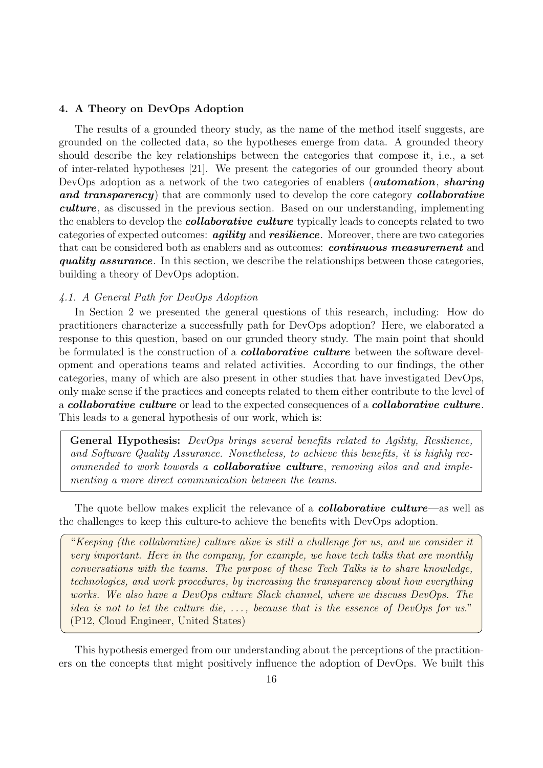## 4. A Theory on DevOps Adoption

The results of a grounded theory study, as the name of the method itself suggests, are grounded on the collected data, so the hypotheses emerge from data. A grounded theory should describe the key relationships between the categories that compose it, i.e., a set of inter-related hypotheses [21]. We present the categories of our grounded theory about DevOps adoption as a network of the two categories of enablers (***automation***, ***sharing and transparency***) that are commonly used to develop the core category ***collaborative culture***, as discussed in the previous section. Based on our understanding, implementing the enablers to develop the ***collaborative culture*** typically leads to concepts related to two categories of expected outcomes: ***agility*** and ***resilience***. Moreover, there are two categories that can be considered both as enablers and as outcomes: ***continuous measurement*** and ***quality assurance***. In this section, we describe the relationships between those categories, building a theory of DevOps adoption.

### *4.1. A General Path for DevOps Adoption*

In Section 2 we presented the general questions of this research, including: How do practitioners characterize a successfully path for DevOps adoption? Here, we elaborated a response to this question, based on our grunded theory study. The main point that should be formulated is the construction of a ***collaborative culture*** between the software development and operations teams and related activities. According to our findings, the other categories, many of which are also present in other studies that have investigated DevOps, only make sense if the practices and concepts related to them either contribute to the level of a ***collaborative culture*** or lead to the expected consequences of a ***collaborative culture***. This leads to a general hypothesis of our work, which is:

> **General Hypothesis:** *DevOps brings several benefits related to Agility, Resilience, and Software Quality Assurance. Nonetheless, to achieve this benefits, it is highly recommended to work towards a* ***collaborative culture****, removing silos and and implementing a more direct communication between the teams.*

The quote bellow makes explicit the relevance of a ***collaborative culture***—as well as the challenges to keep this culture-to achieve the benefits with DevOps adoption.

> "*Keeping (the collaborative) culture alive is still a challenge for us, and we consider it very important. Here in the company, for example, we have tech talks that are monthly conversations with the teams. The purpose of these Tech Talks is to share knowledge, technologies, and work procedures, by increasing the transparency about how everything works. We also have a DevOps culture Slack channel, where we discuss DevOps. The idea is not to let the culture die, . . . , because that is the essence of DevOps for us.*" (P12, Cloud Engineer, United States)

This hypothesis emerged from our understanding about the perceptions of the practitioners on the concepts that might positively influence the adoption of DevOps. We built this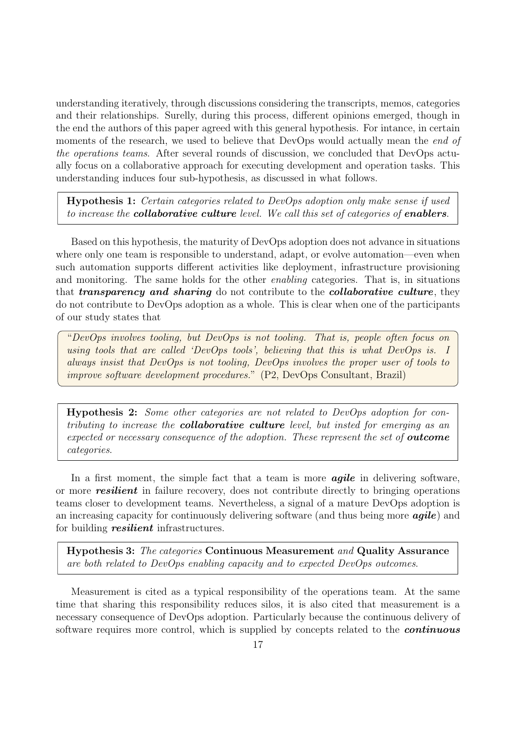understanding iteratively, through discussions considering the transcripts, memos, categories and their relationships. Surelly, during this process, different opinions emerged, though in the end the authors of this paper agreed with this general hypothesis. For intance, in certain moments of the research, we used to believe that DevOps would actually mean the *end of the operations teams*. After several rounds of discussion, we concluded that DevOps actually focus on a collaborative approach for executing development and operation tasks. This understanding induces four sub-hypothesis, as discussed in what follows.

> **Hypothesis 1:** *Certain categories related to DevOps adoption only make sense if used to increase the **collaborative culture** level. We call this set of categories of **enablers**.*

Based on this hypothesis, the maturity of DevOps adoption does not advance in situations where only one team is responsible to understand, adapt, or evolve automation—even when such automation supports different activities like deployment, infrastructure provisioning and monitoring. The same holds for the other *enabling* categories. That is, in situations that ***transparency and sharing*** do not contribute to the ***collaborative culture***, they do not contribute to DevOps adoption as a whole. This is clear when one of the participants of our study states that

> "*DevOps involves tooling, but DevOps is not tooling. That is, people often focus on using tools that are called 'DevOps tools', believing that this is what DevOps is. I always insist that DevOps is not tooling, DevOps involves the proper user of tools to improve software development procedures.*" (P2, DevOps Consultant, Brazil)

> **Hypothesis 2:** *Some other categories are not related to DevOps adoption for contributing to increase the **collaborative culture** level, but insted for emerging as an expected or necessary consequence of the adoption. These represent the set of **outcome** categories.*

In a first moment, the simple fact that a team is more ***agile*** in delivering software, or more ***resilient*** in failure recovery, does not contribute directly to bringing operations teams closer to development teams. Nevertheless, a signal of a mature DevOps adoption is an increasing capacity for continuously delivering software (and thus being more ***agile***) and for building ***resilient*** infrastructures.

> **Hypothesis 3:** *The categories* **Continuous Measurement** *and* **Quality Assurance** *are both related to DevOps enabling capacity and to expected DevOps outcomes.*

Measurement is cited as a typical responsibility of the operations team. At the same time that sharing this responsibility reduces silos, it is also cited that measurement is a necessary consequence of DevOps adoption. Particularly because the continuous delivery of software requires more control, which is supplied by concepts related to the ***continuous***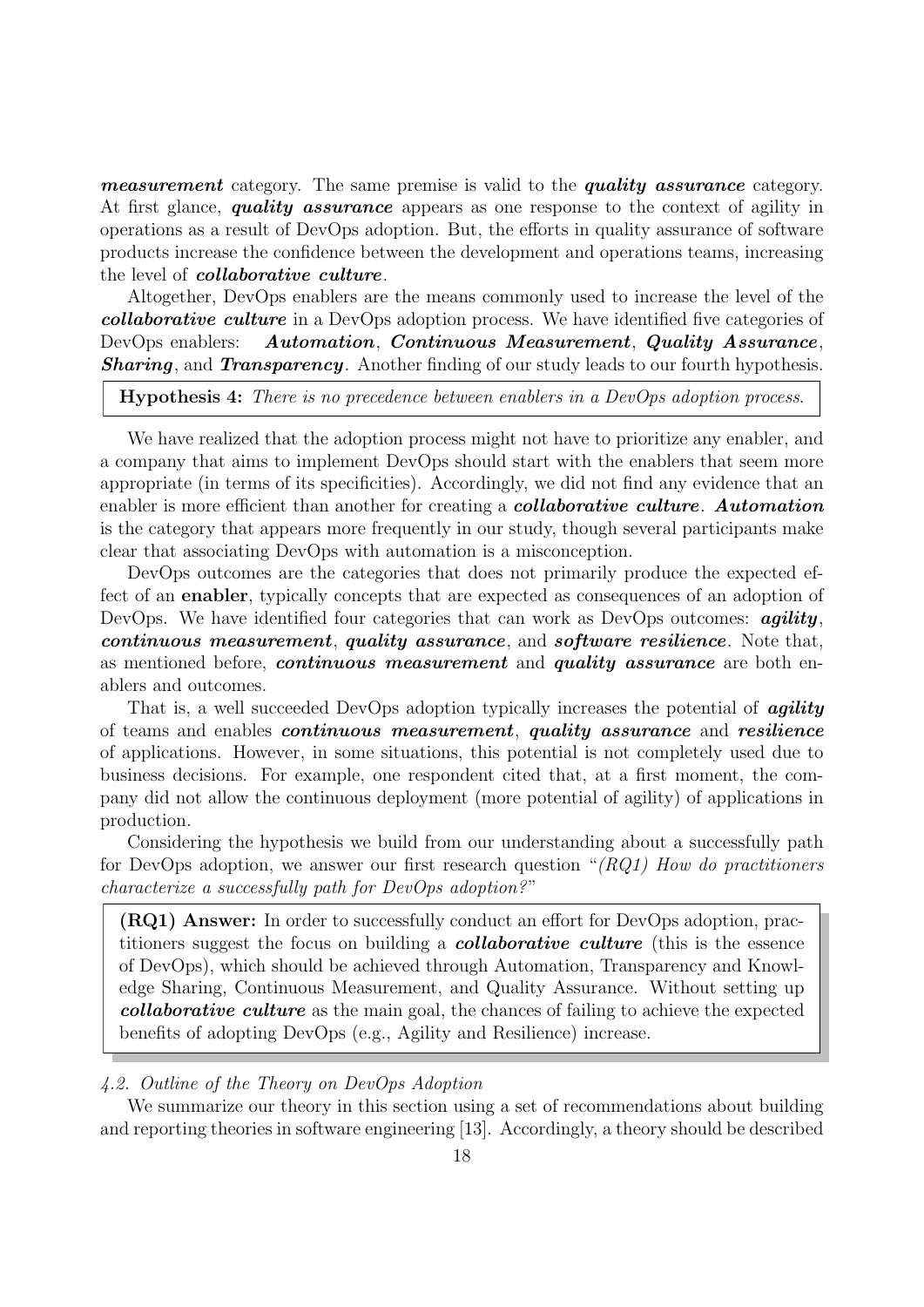***measurement*** category. The same premise is valid to the ***quality assurance*** category. At first glance, ***quality assurance*** appears as one response to the context of agility in operations as a result of DevOps adoption. But, the efforts in quality assurance of software products increase the confidence between the development and operations teams, increasing the level of ***collaborative culture***.

Altogether, DevOps enablers are the means commonly used to increase the level of the ***collaborative culture*** in a DevOps adoption process. We have identified five categories of DevOps enablers: ***Automation***, ***Continuous Measurement***, ***Quality Assurance***, ***Sharing***, and ***Transparency***. Another finding of our study leads to our fourth hypothesis.

> **Hypothesis 4:** *There is no precedence between enablers in a DevOps adoption process.*

We have realized that the adoption process might not have to prioritize any enabler, and a company that aims to implement DevOps should start with the enablers that seem more appropriate (in terms of its specificities). Accordingly, we did not find any evidence that an enabler is more efficient than another for creating a ***collaborative culture***. ***Automation*** is the category that appears more frequently in our study, though several participants make clear that associating DevOps with automation is a misconception.

DevOps outcomes are the categories that does not primarily produce the expected effect of an **enabler**, typically concepts that are expected as consequences of an adoption of DevOps. We have identified four categories that can work as DevOps outcomes: ***agility***, ***continuous measurement***, ***quality assurance***, and ***software resilience***. Note that, as mentioned before, ***continuous measurement*** and ***quality assurance*** are both enablers and outcomes.

That is, a well succeeded DevOps adoption typically increases the potential of ***agility*** of teams and enables ***continuous measurement***, ***quality assurance*** and ***resilience*** of applications. However, in some situations, this potential is not completely used due to business decisions. For example, one respondent cited that, at a first moment, the company did not allow the continuous deployment (more potential of agility) of applications in production.

Considering the hypothesis we build from our understanding about a successfully path for DevOps adoption, we answer our first research question "*(RQ1) How do practitioners characterize a successfully path for DevOps adoption?*"

> **(RQ1) Answer:** In order to successfully conduct an effort for DevOps adoption, practitioners suggest the focus on building a ***collaborative culture*** (this is the essence of DevOps), which should be achieved through Automation, Transparency and Knowledge Sharing, Continuous Measurement, and Quality Assurance. Without setting up ***collaborative culture*** as the main goal, the chances of failing to achieve the expected benefits of adopting DevOps (e.g., Agility and Resilience) increase.

### *4.2. Outline of the Theory on DevOps Adoption*

We summarize our theory in this section using a set of recommendations about building and reporting theories in software engineering [13]. Accordingly, a theory should be described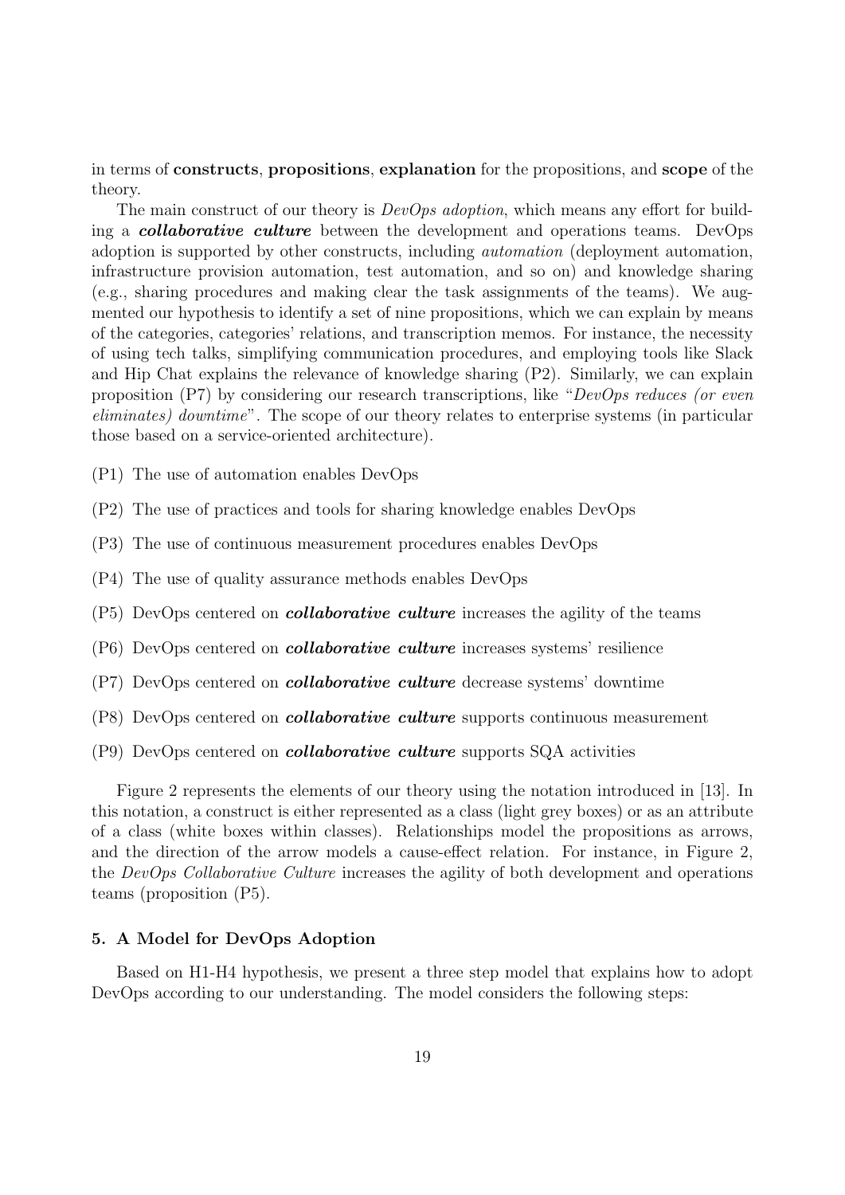in terms of **constructs**, **propositions**, **explanation** for the propositions, and **scope** of the theory.

The main construct of our theory is *DevOps adoption*, which means any effort for building a ***collaborative culture*** between the development and operations teams. DevOps adoption is supported by other constructs, including *automation* (deployment automation, infrastructure provision automation, test automation, and so on) and knowledge sharing (e.g., sharing procedures and making clear the task assignments of the teams). We augmented our hypothesis to identify a set of nine propositions, which we can explain by means of the categories, categories' relations, and transcription memos. For instance, the necessity of using tech talks, simplifying communication procedures, and employing tools like Slack and Hip Chat explains the relevance of knowledge sharing (P2). Similarly, we can explain proposition (P7) by considering our research transcriptions, like "*DevOps reduces (or even eliminates) downtime*". The scope of our theory relates to enterprise systems (in particular those based on a service-oriented architecture).

(P1) The use of automation enables DevOps

(P2) The use of practices and tools for sharing knowledge enables DevOps

(P3) The use of continuous measurement procedures enables DevOps

(P4) The use of quality assurance methods enables DevOps

(P5) DevOps centered on ***collaborative culture*** increases the agility of the teams

(P6) DevOps centered on ***collaborative culture*** increases systems' resilience

(P7) DevOps centered on ***collaborative culture*** decrease systems' downtime

(P8) DevOps centered on ***collaborative culture*** supports continuous measurement

(P9) DevOps centered on ***collaborative culture*** supports SQA activities

Figure 2 represents the elements of our theory using the notation introduced in [13]. In this notation, a construct is either represented as a class (light grey boxes) or as an attribute of a class (white boxes within classes). Relationships model the propositions as arrows, and the direction of the arrow models a cause-effect relation. For instance, in Figure 2, the *DevOps Collaborative Culture* increases the agility of both development and operations teams (proposition (P5).

### 5. A Model for DevOps Adoption

Based on H1-H4 hypothesis, we present a three step model that explains how to adopt DevOps according to our understanding. The model considers the following steps: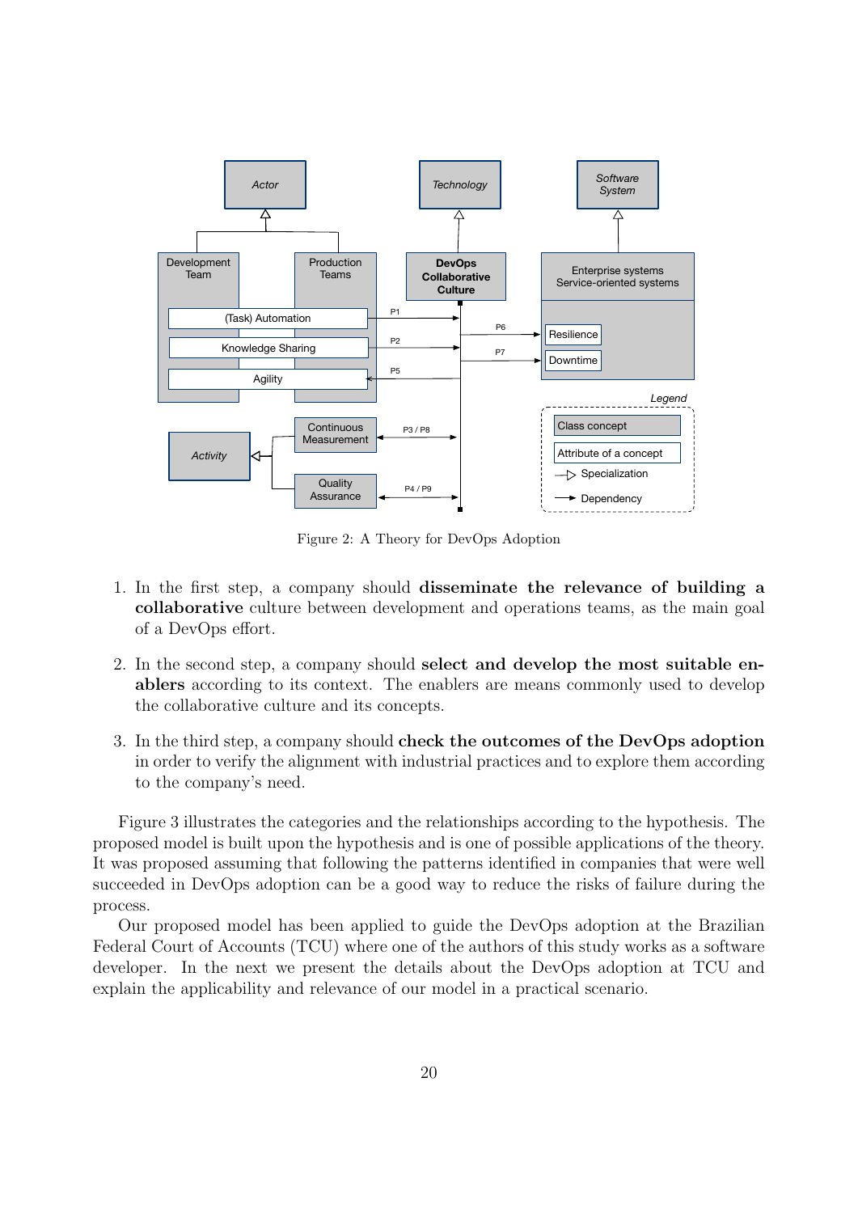Figure 2: A Theory for DevOps Adoption

1. In the first step, a company should **disseminate the relevance of building a collaborative** culture between development and operations teams, as the main goal of a DevOps effort.

2. In the second step, a company should **select and develop the most suitable enablers** according to its context. The enablers are means commonly used to develop the collaborative culture and its concepts.

3. In the third step, a company should **check the outcomes of the DevOps adoption** in order to verify the alignment with industrial practices and to explore them according to the company's need.

Figure 3 illustrates the categories and the relationships according to the hypothesis. The proposed model is built upon the hypothesis and is one of possible applications of the theory. It was proposed assuming that following the patterns identified in companies that were well succeeded in DevOps adoption can be a good way to reduce the risks of failure during the process.

Our proposed model has been applied to guide the DevOps adoption at the Brazilian Federal Court of Accounts (TCU) where one of the authors of this study works as a software developer. In the next we present the details about the DevOps adoption at TCU and explain the applicability and relevance of our model in a practical scenario.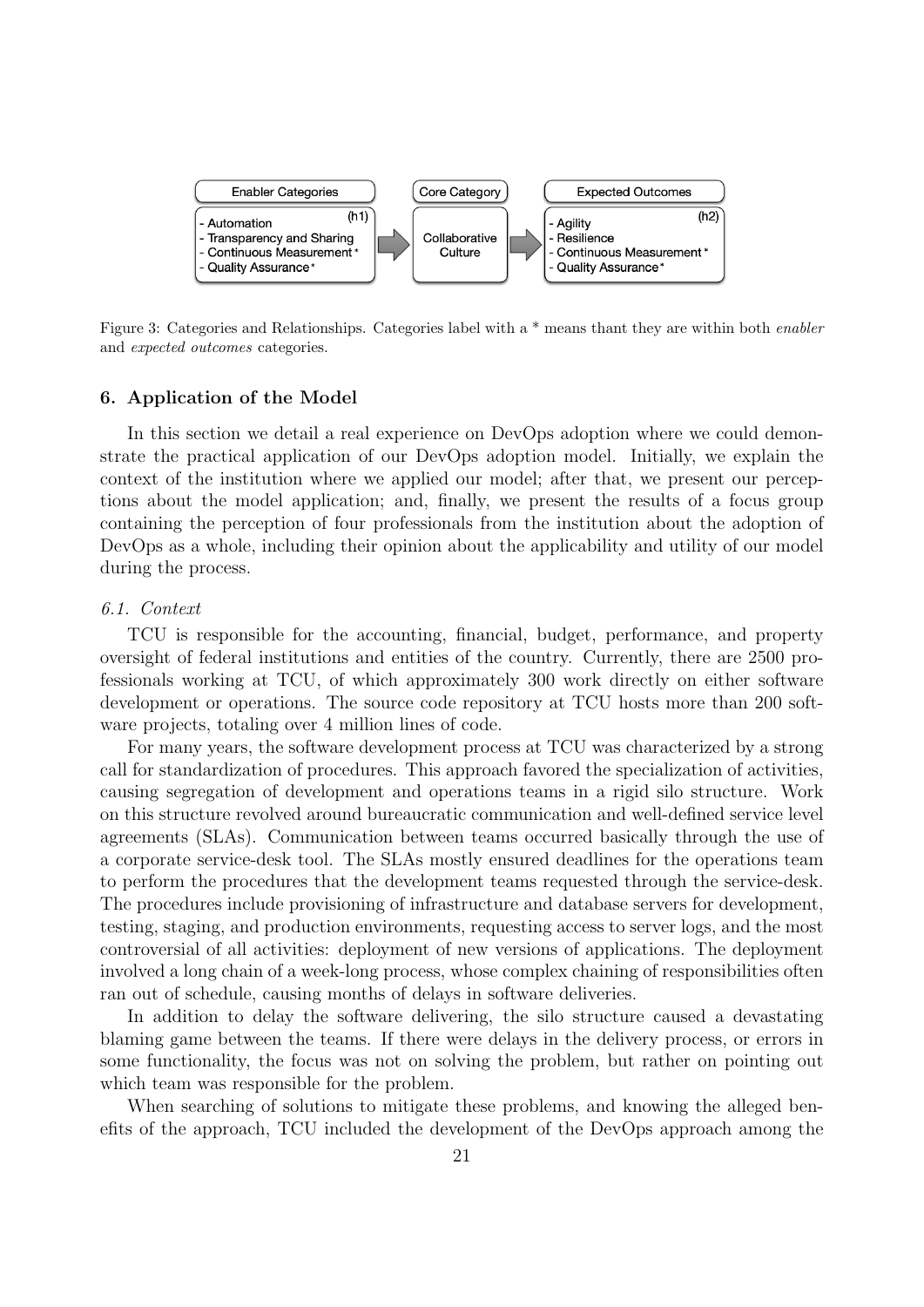| Enabler Categories | | Core Category | | Expected Outcomes |
|---|---|---|---|---|
| - Automation (h1)<br>- Transparency and Sharing<br>- Continuous Measurement*<br>- Quality Assurance* | → | Collaborative Culture | → | - Agility (h2)<br>- Resilience<br>- Continuous Measurement*<br>- Quality Assurance* |

Figure 3: Categories and Relationships. Categories label with a * means thant they are within both *enabler* and *expected outcomes* categories.

## 6. Application of the Model

In this section we detail a real experience on DevOps adoption where we could demonstrate the practical application of our DevOps adoption model. Initially, we explain the context of the institution where we applied our model; after that, we present our perceptions about the model application; and, finally, we present the results of a focus group containing the perception of four professionals from the institution about the adoption of DevOps as a whole, including their opinion about the applicability and utility of our model during the process.

### *6.1. Context*

TCU is responsible for the accounting, financial, budget, performance, and property oversight of federal institutions and entities of the country. Currently, there are 2500 professionals working at TCU, of which approximately 300 work directly on either software development or operations. The source code repository at TCU hosts more than 200 software projects, totaling over 4 million lines of code.

For many years, the software development process at TCU was characterized by a strong call for standardization of procedures. This approach favored the specialization of activities, causing segregation of development and operations teams in a rigid silo structure. Work on this structure revolved around bureaucratic communication and well-defined service level agreements (SLAs). Communication between teams occurred basically through the use of a corporate service-desk tool. The SLAs mostly ensured deadlines for the operations team to perform the procedures that the development teams requested through the service-desk. The procedures include provisioning of infrastructure and database servers for development, testing, staging, and production environments, requesting access to server logs, and the most controversial of all activities: deployment of new versions of applications. The deployment involved a long chain of a week-long process, whose complex chaining of responsibilities often ran out of schedule, causing months of delays in software deliveries.

In addition to delay the software delivering, the silo structure caused a devastating blaming game between the teams. If there were delays in the delivery process, or errors in some functionality, the focus was not on solving the problem, but rather on pointing out which team was responsible for the problem.

When searching of solutions to mitigate these problems, and knowing the alleged benefits of the approach, TCU included the development of the DevOps approach among the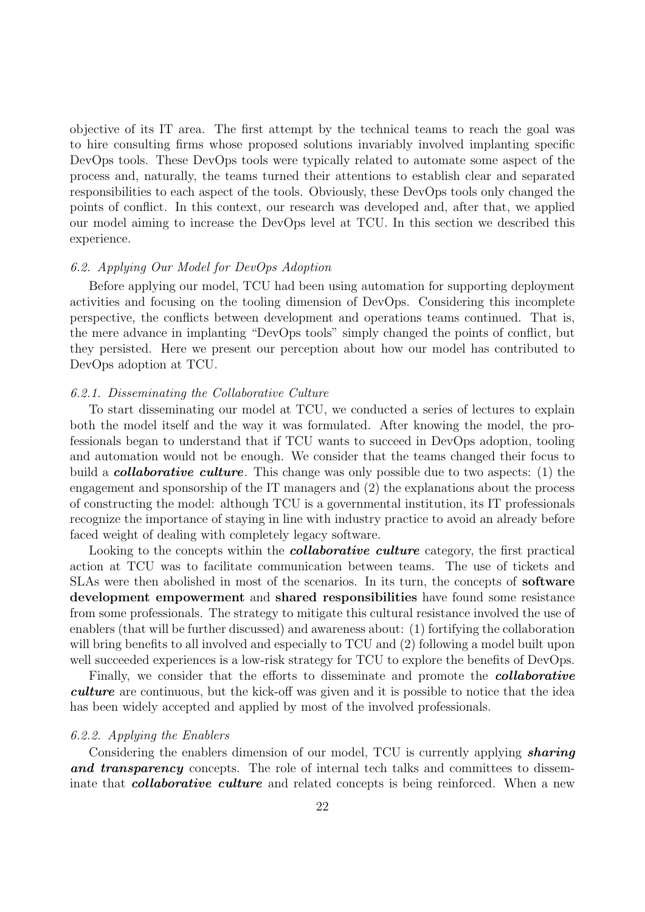objective of its IT area. The first attempt by the technical teams to reach the goal was to hire consulting firms whose proposed solutions invariably involved implanting specific DevOps tools. These DevOps tools were typically related to automate some aspect of the process and, naturally, the teams turned their attentions to establish clear and separated responsibilities to each aspect of the tools. Obviously, these DevOps tools only changed the points of conflict. In this context, our research was developed and, after that, we applied our model aiming to increase the DevOps level at TCU. In this section we described this experience.

### *6.2. Applying Our Model for DevOps Adoption*

Before applying our model, TCU had been using automation for supporting deployment activities and focusing on the tooling dimension of DevOps. Considering this incomplete perspective, the conflicts between development and operations teams continued. That is, the mere advance in implanting "DevOps tools" simply changed the points of conflict, but they persisted. Here we present our perception about how our model has contributed to DevOps adoption at TCU.

#### *6.2.1. Disseminating the Collaborative Culture*

To start disseminating our model at TCU, we conducted a series of lectures to explain both the model itself and the way it was formulated. After knowing the model, the professionals began to understand that if TCU wants to succeed in DevOps adoption, tooling and automation would not be enough. We consider that the teams changed their focus to build a ***collaborative culture***. This change was only possible due to two aspects: (1) the engagement and sponsorship of the IT managers and (2) the explanations about the process of constructing the model: although TCU is a governmental institution, its IT professionals recognize the importance of staying in line with industry practice to avoid an already before faced weight of dealing with completely legacy software.

Looking to the concepts within the ***collaborative culture*** category, the first practical action at TCU was to facilitate communication between teams. The use of tickets and SLAs were then abolished in most of the scenarios. In its turn, the concepts of **software development empowerment** and **shared responsibilities** have found some resistance from some professionals. The strategy to mitigate this cultural resistance involved the use of enablers (that will be further discussed) and awareness about: (1) fortifying the collaboration will bring benefits to all involved and especially to TCU and (2) following a model built upon well succeeded experiences is a low-risk strategy for TCU to explore the benefits of DevOps.

Finally, we consider that the efforts to disseminate and promote the ***collaborative culture*** are continuous, but the kick-off was given and it is possible to notice that the idea has been widely accepted and applied by most of the involved professionals.

#### *6.2.2. Applying the Enablers*

Considering the enablers dimension of our model, TCU is currently applying ***sharing and transparency*** concepts. The role of internal tech talks and committees to disseminate that ***collaborative culture*** and related concepts is being reinforced. When a new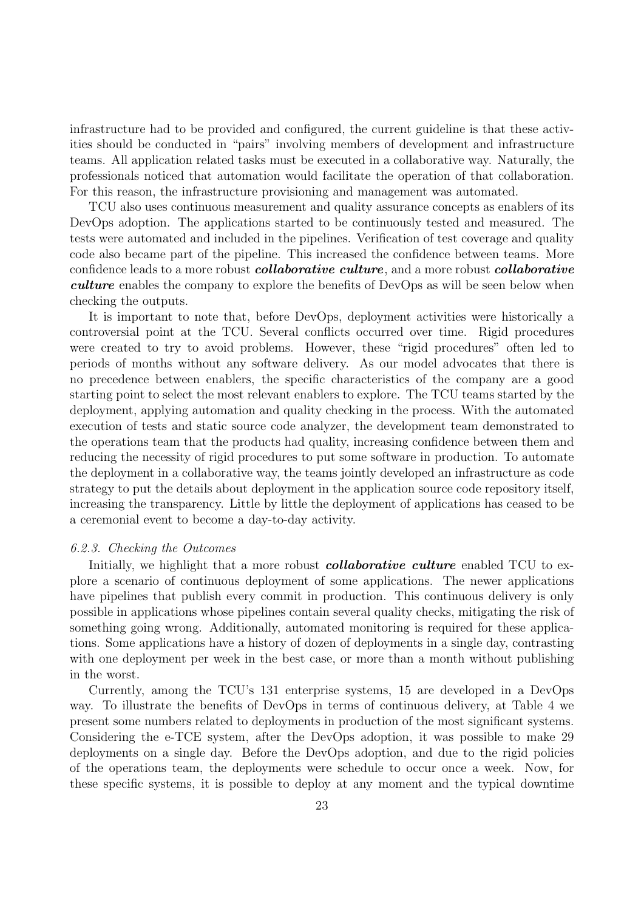infrastructure had to be provided and configured, the current guideline is that these activities should be conducted in "pairs" involving members of development and infrastructure teams. All application related tasks must be executed in a collaborative way. Naturally, the professionals noticed that automation would facilitate the operation of that collaboration. For this reason, the infrastructure provisioning and management was automated.

TCU also uses continuous measurement and quality assurance concepts as enablers of its DevOps adoption. The applications started to be continuously tested and measured. The tests were automated and included in the pipelines. Verification of test coverage and quality code also became part of the pipeline. This increased the confidence between teams. More confidence leads to a more robust ***collaborative culture***, and a more robust ***collaborative culture*** enables the company to explore the benefits of DevOps as will be seen below when checking the outputs.

It is important to note that, before DevOps, deployment activities were historically a controversial point at the TCU. Several conflicts occurred over time. Rigid procedures were created to try to avoid problems. However, these "rigid procedures" often led to periods of months without any software delivery. As our model advocates that there is no precedence between enablers, the specific characteristics of the company are a good starting point to select the most relevant enablers to explore. The TCU teams started by the deployment, applying automation and quality checking in the process. With the automated execution of tests and static source code analyzer, the development team demonstrated to the operations team that the products had quality, increasing confidence between them and reducing the necessity of rigid procedures to put some software in production. To automate the deployment in a collaborative way, the teams jointly developed an infrastructure as code strategy to put the details about deployment in the application source code repository itself, increasing the transparency. Little by little the deployment of applications has ceased to be a ceremonial event to become a day-to-day activity.

#### *6.2.3. Checking the Outcomes*

Initially, we highlight that a more robust ***collaborative culture*** enabled TCU to explore a scenario of continuous deployment of some applications. The newer applications have pipelines that publish every commit in production. This continuous delivery is only possible in applications whose pipelines contain several quality checks, mitigating the risk of something going wrong. Additionally, automated monitoring is required for these applications. Some applications have a history of dozen of deployments in a single day, contrasting with one deployment per week in the best case, or more than a month without publishing in the worst.

Currently, among the TCU's 131 enterprise systems, 15 are developed in a DevOps way. To illustrate the benefits of DevOps in terms of continuous delivery, at Table 4 we present some numbers related to deployments in production of the most significant systems. Considering the e-TCE system, after the DevOps adoption, it was possible to make 29 deployments on a single day. Before the DevOps adoption, and due to the rigid policies of the operations team, the deployments were schedule to occur once a week. Now, for these specific systems, it is possible to deploy at any moment and the typical downtime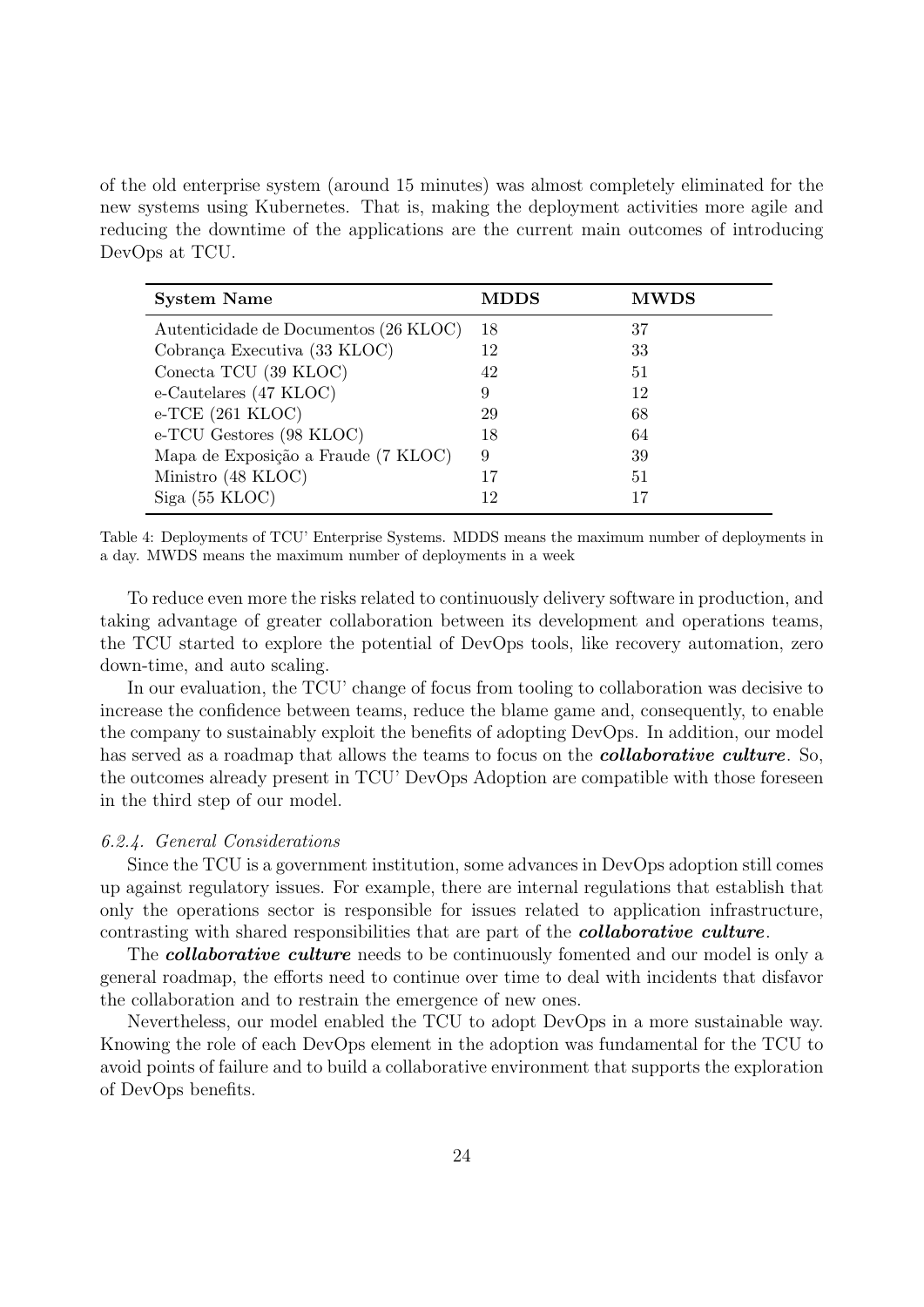of the old enterprise system (around 15 minutes) was almost completely eliminated for the new systems using Kubernetes. That is, making the deployment activities more agile and reducing the downtime of the applications are the current main outcomes of introducing DevOps at TCU.

| **System Name** | **MDDS** | **MWDS** |
|---|---|---|
| Autenticidade de Documentos (26 KLOC) | 18 | 37 |
| Cobrança Executiva (33 KLOC) | 12 | 33 |
| Conecta TCU (39 KLOC) | 42 | 51 |
| e-Cautelares (47 KLOC) | 9 | 12 |
| e-TCE (261 KLOC) | 29 | 68 |
| e-TCU Gestores (98 KLOC) | 18 | 64 |
| Mapa de Exposição a Fraude (7 KLOC) | 9 | 39 |
| Ministro (48 KLOC) | 17 | 51 |
| Siga (55 KLOC) | 12 | 17 |

Table 4: Deployments of TCU' Enterprise Systems. MDDS means the maximum number of deployments in a day. MWDS means the maximum number of deployments in a week

To reduce even more the risks related to continuously delivery software in production, and taking advantage of greater collaboration between its development and operations teams, the TCU started to explore the potential of DevOps tools, like recovery automation, zero down-time, and auto scaling.

In our evaluation, the TCU' change of focus from tooling to collaboration was decisive to increase the confidence between teams, reduce the blame game and, consequently, to enable the company to sustainably exploit the benefits of adopting DevOps. In addition, our model has served as a roadmap that allows the teams to focus on the ***collaborative culture***. So, the outcomes already present in TCU' DevOps Adoption are compatible with those foreseen in the third step of our model.

#### *6.2.4. General Considerations*

Since the TCU is a government institution, some advances in DevOps adoption still comes up against regulatory issues. For example, there are internal regulations that establish that only the operations sector is responsible for issues related to application infrastructure, contrasting with shared responsibilities that are part of the ***collaborative culture***.

The ***collaborative culture*** needs to be continuously fomented and our model is only a general roadmap, the efforts need to continue over time to deal with incidents that disfavor the collaboration and to restrain the emergence of new ones.

Nevertheless, our model enabled the TCU to adopt DevOps in a more sustainable way. Knowing the role of each DevOps element in the adoption was fundamental for the TCU to avoid points of failure and to build a collaborative environment that supports the exploration of DevOps benefits.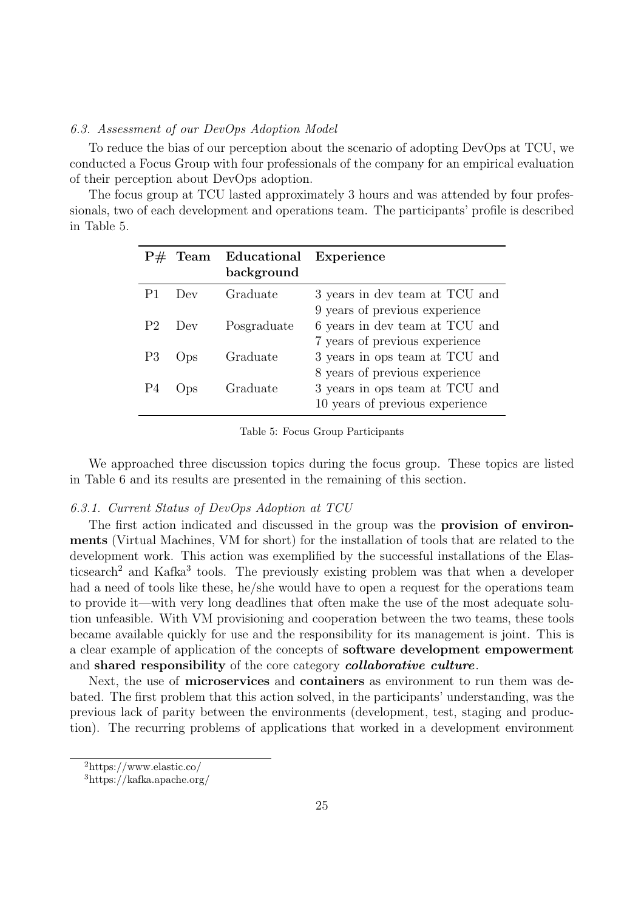### 6.3. Assessment of our DevOps Adoption Model

To reduce the bias of our perception about the scenario of adopting DevOps at TCU, we conducted a Focus Group with four professionals of the company for an empirical evaluation of their perception about DevOps adoption.

The focus group at TCU lasted approximately 3 hours and was attended by four professionals, two of each development and operations team. The participants' profile is described in Table 5.

| P# | Team | Educational background | Experience |
|---|---|---|---|
| P1 | Dev | Graduate | 3 years in dev team at TCU and 9 years of previous experience |
| P2 | Dev | Posgraduate | 6 years in dev team at TCU and 7 years of previous experience |
| P3 | Ops | Graduate | 3 years in ops team at TCU and 8 years of previous experience |
| P4 | Ops | Graduate | 3 years in ops team at TCU and 10 years of previous experience |

Table 5: Focus Group Participants

We approached three discussion topics during the focus group. These topics are listed in Table 6 and its results are presented in the remaining of this section.

#### 6.3.1. Current Status of DevOps Adoption at TCU

The first action indicated and discussed in the group was the **provision of environments** (Virtual Machines, VM for short) for the installation of tools that are related to the development work. This action was exemplified by the successful installations of the Elasticsearch[2] and Kafka[3] tools. The previously existing problem was that when a developer had a need of tools like these, he/she would have to open a request for the operations team to provide it—with very long deadlines that often make the use of the most adequate solution unfeasible. With VM provisioning and cooperation between the two teams, these tools became available quickly for use and the responsibility for its management is joint. This is a clear example of application of the concepts of **software development empowerment** and **shared responsibility** of the core category ***collaborative culture***.

Next, the use of **microservices** and **containers** as environment to run them was debated. The first problem that this action solved, in the participants' understanding, was the previous lack of parity between the environments (development, test, staging and production). The recurring problems of applications that worked in a development environment

[2] https://www.elastic.co/

[3] https://kafka.apache.org/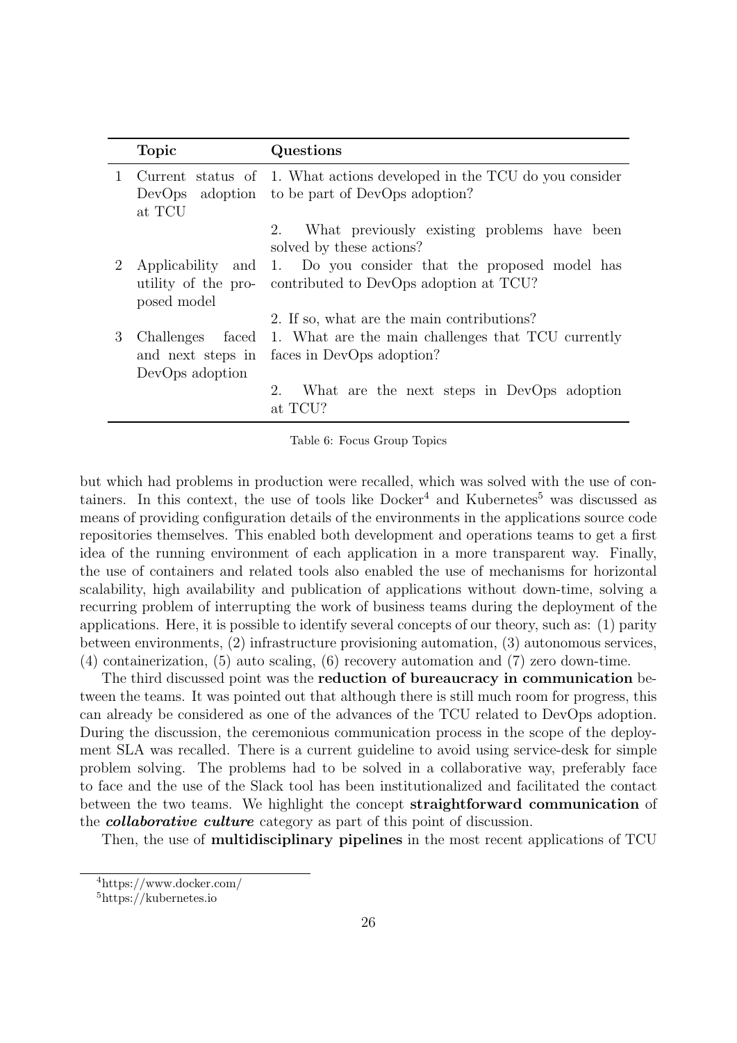| | Topic | Questions |
|---|---|---|
| 1 | Current status of DevOps adoption at TCU | 1. What actions developed in the TCU do you consider to be part of DevOps adoption? |
| | | 2. What previously existing problems have been solved by these actions? |
| 2 | Applicability and utility of the proposed model | 1. Do you consider that the proposed model has contributed to DevOps adoption at TCU? |
| | | 2. If so, what are the main contributions? |
| 3 | Challenges faced and next steps in DevOps adoption | 1. What are the main challenges that TCU currently faces in DevOps adoption? |
| | | 2. What are the next steps in DevOps adoption at TCU? |

Table 6: Focus Group Topics

but which had problems in production were recalled, which was solved with the use of containers. In this context, the use of tools like Docker[4] and Kubernetes[5] was discussed as means of providing configuration details of the environments in the applications source code repositories themselves. This enabled both development and operations teams to get a first idea of the running environment of each application in a more transparent way. Finally, the use of containers and related tools also enabled the use of mechanisms for horizontal scalability, high availability and publication of applications without down-time, solving a recurring problem of interrupting the work of business teams during the deployment of the applications. Here, it is possible to identify several concepts of our theory, such as: (1) parity between environments, (2) infrastructure provisioning automation, (3) autonomous services, (4) containerization, (5) auto scaling, (6) recovery automation and (7) zero down-time.

The third discussed point was the **reduction of bureaucracy in communication** between the teams. It was pointed out that although there is still much room for progress, this can already be considered as one of the advances of the TCU related to DevOps adoption. During the discussion, the ceremonious communication process in the scope of the deployment SLA was recalled. There is a current guideline to avoid using service-desk for simple problem solving. The problems had to be solved in a collaborative way, preferably face to face and the use of the Slack tool has been institutionalized and facilitated the contact between the two teams. We highlight the concept **straightforward communication** of the ***collaborative culture*** category as part of this point of discussion.

Then, the use of **multidisciplinary pipelines** in the most recent applications of TCU

[4]https://www.docker.com/

[5]https://kubernetes.io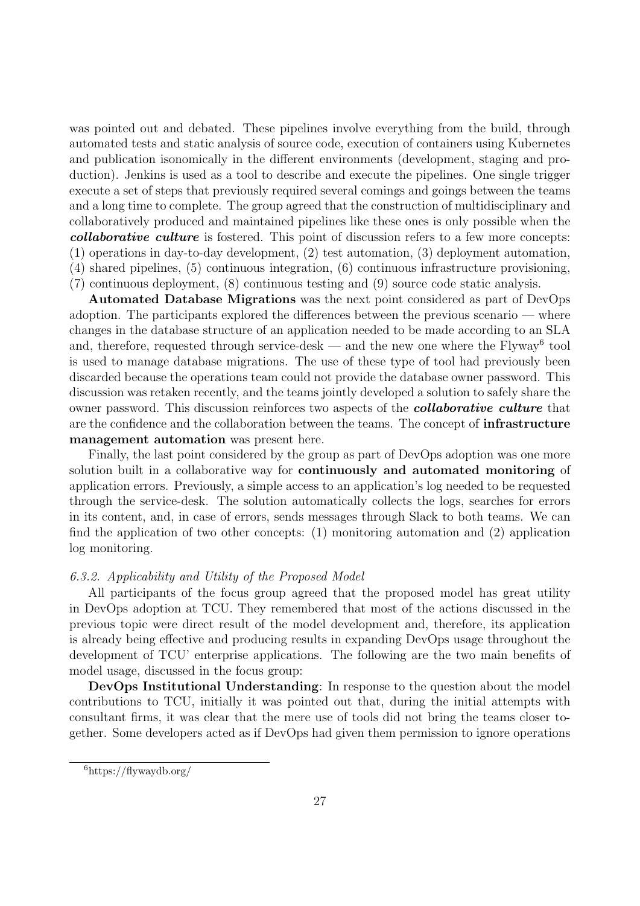was pointed out and debated. These pipelines involve everything from the build, through automated tests and static analysis of source code, execution of containers using Kubernetes and publication isonomically in the different environments (development, staging and production). Jenkins is used as a tool to describe and execute the pipelines. One single trigger execute a set of steps that previously required several comings and goings between the teams and a long time to complete. The group agreed that the construction of multidisciplinary and collaboratively produced and maintained pipelines like these ones is only possible when the ***collaborative culture*** is fostered. This point of discussion refers to a few more concepts: (1) operations in day-to-day development, (2) test automation, (3) deployment automation, (4) shared pipelines, (5) continuous integration, (6) continuous infrastructure provisioning, (7) continuous deployment, (8) continuous testing and (9) source code static analysis.

**Automated Database Migrations** was the next point considered as part of DevOps adoption. The participants explored the differences between the previous scenario — where changes in the database structure of an application needed to be made according to an SLA and, therefore, requested through service-desk — and the new one where the Flyway[6] tool is used to manage database migrations. The use of these type of tool had previously been discarded because the operations team could not provide the database owner password. This discussion was retaken recently, and the teams jointly developed a solution to safely share the owner password. This discussion reinforces two aspects of the ***collaborative culture*** that are the confidence and the collaboration between the teams. The concept of **infrastructure management automation** was present here.

Finally, the last point considered by the group as part of DevOps adoption was one more solution built in a collaborative way for **continuously and automated monitoring** of application errors. Previously, a simple access to an application's log needed to be requested through the service-desk. The solution automatically collects the logs, searches for errors in its content, and, in case of errors, sends messages through Slack to both teams. We can find the application of two other concepts: (1) monitoring automation and (2) application log monitoring.

#### *6.3.2. Applicability and Utility of the Proposed Model*

All participants of the focus group agreed that the proposed model has great utility in DevOps adoption at TCU. They remembered that most of the actions discussed in the previous topic were direct result of the model development and, therefore, its application is already being effective and producing results in expanding DevOps usage throughout the development of TCU' enterprise applications. The following are the two main benefits of model usage, discussed in the focus group:

**DevOps Institutional Understanding**: In response to the question about the model contributions to TCU, initially it was pointed out that, during the initial attempts with consultant firms, it was clear that the mere use of tools did not bring the teams closer together. Some developers acted as if DevOps had given them permission to ignore operations

[6]https://flywaydb.org/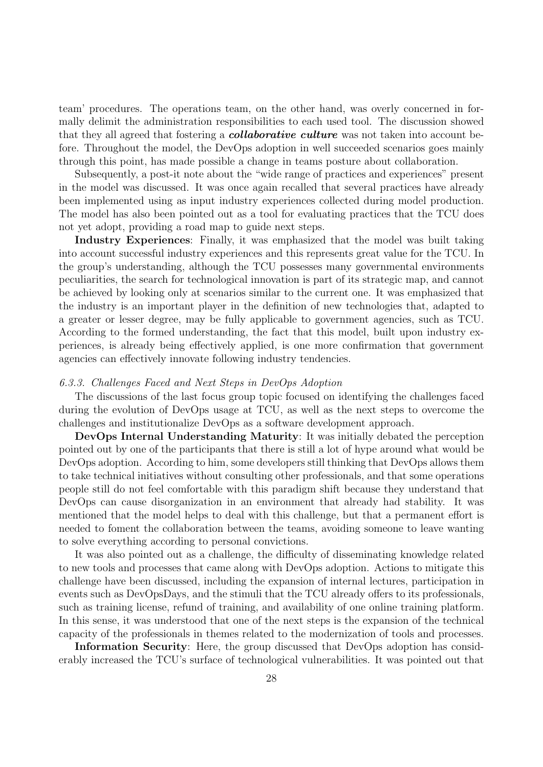team' procedures. The operations team, on the other hand, was overly concerned in formally delimit the administration responsibilities to each used tool. The discussion showed that they all agreed that fostering a ***collaborative culture*** was not taken into account before. Throughout the model, the DevOps adoption in well succeeded scenarios goes mainly through this point, has made possible a change in teams posture about collaboration.

Subsequently, a post-it note about the "wide range of practices and experiences" present in the model was discussed. It was once again recalled that several practices have already been implemented using as input industry experiences collected during model production. The model has also been pointed out as a tool for evaluating practices that the TCU does not yet adopt, providing a road map to guide next steps.

**Industry Experiences**: Finally, it was emphasized that the model was built taking into account successful industry experiences and this represents great value for the TCU. In the group's understanding, although the TCU possesses many governmental environments peculiarities, the search for technological innovation is part of its strategic map, and cannot be achieved by looking only at scenarios similar to the current one. It was emphasized that the industry is an important player in the definition of new technologies that, adapted to a greater or lesser degree, may be fully applicable to government agencies, such as TCU. According to the formed understanding, the fact that this model, built upon industry experiences, is already being effectively applied, is one more confirmation that government agencies can effectively innovate following industry tendencies.

### *6.3.3. Challenges Faced and Next Steps in DevOps Adoption*

The discussions of the last focus group topic focused on identifying the challenges faced during the evolution of DevOps usage at TCU, as well as the next steps to overcome the challenges and institutionalize DevOps as a software development approach.

**DevOps Internal Understanding Maturity**: It was initially debated the perception pointed out by one of the participants that there is still a lot of hype around what would be DevOps adoption. According to him, some developers still thinking that DevOps allows them to take technical initiatives without consulting other professionals, and that some operations people still do not feel comfortable with this paradigm shift because they understand that DevOps can cause disorganization in an environment that already had stability. It was mentioned that the model helps to deal with this challenge, but that a permanent effort is needed to foment the collaboration between the teams, avoiding someone to leave wanting to solve everything according to personal convictions.

It was also pointed out as a challenge, the difficulty of disseminating knowledge related to new tools and processes that came along with DevOps adoption. Actions to mitigate this challenge have been discussed, including the expansion of internal lectures, participation in events such as DevOpsDays, and the stimuli that the TCU already offers to its professionals, such as training license, refund of training, and availability of one online training platform. In this sense, it was understood that one of the next steps is the expansion of the technical capacity of the professionals in themes related to the modernization of tools and processes.

**Information Security**: Here, the group discussed that DevOps adoption has considerably increased the TCU's surface of technological vulnerabilities. It was pointed out that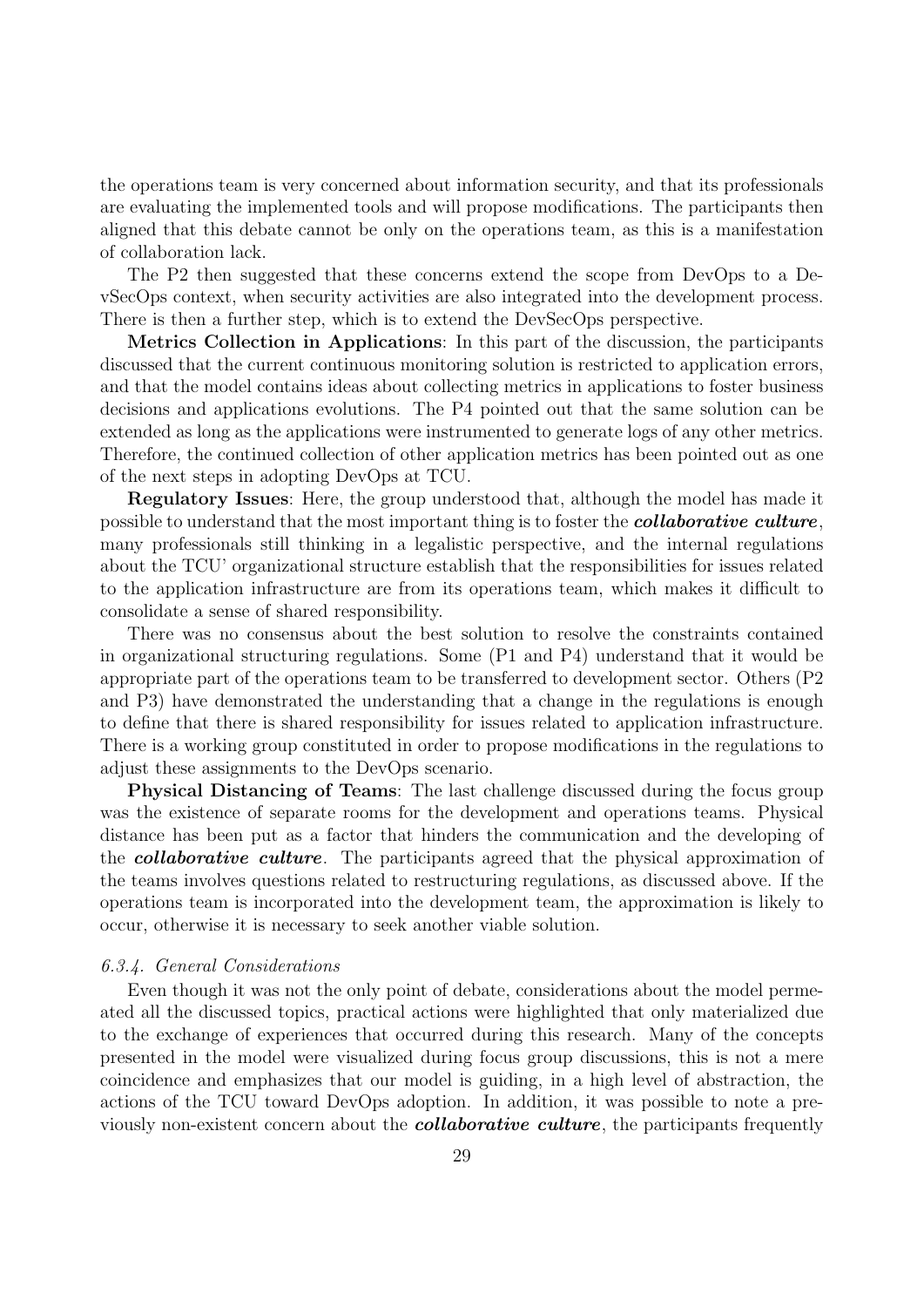the operations team is very concerned about information security, and that its professionals are evaluating the implemented tools and will propose modifications. The participants then aligned that this debate cannot be only on the operations team, as this is a manifestation of collaboration lack.

The P2 then suggested that these concerns extend the scope from DevOps to a DevSecOps context, when security activities are also integrated into the development process. There is then a further step, which is to extend the DevSecOps perspective.

**Metrics Collection in Applications**: In this part of the discussion, the participants discussed that the current continuous monitoring solution is restricted to application errors, and that the model contains ideas about collecting metrics in applications to foster business decisions and applications evolutions. The P4 pointed out that the same solution can be extended as long as the applications were instrumented to generate logs of any other metrics. Therefore, the continued collection of other application metrics has been pointed out as one of the next steps in adopting DevOps at TCU.

**Regulatory Issues**: Here, the group understood that, although the model has made it possible to understand that the most important thing is to foster the ***collaborative culture***, many professionals still thinking in a legalistic perspective, and the internal regulations about the TCU' organizational structure establish that the responsibilities for issues related to the application infrastructure are from its operations team, which makes it difficult to consolidate a sense of shared responsibility.

There was no consensus about the best solution to resolve the constraints contained in organizational structuring regulations. Some (P1 and P4) understand that it would be appropriate part of the operations team to be transferred to development sector. Others (P2 and P3) have demonstrated the understanding that a change in the regulations is enough to define that there is shared responsibility for issues related to application infrastructure. There is a working group constituted in order to propose modifications in the regulations to adjust these assignments to the DevOps scenario.

**Physical Distancing of Teams**: The last challenge discussed during the focus group was the existence of separate rooms for the development and operations teams. Physical distance has been put as a factor that hinders the communication and the developing of the ***collaborative culture***. The participants agreed that the physical approximation of the teams involves questions related to restructuring regulations, as discussed above. If the operations team is incorporated into the development team, the approximation is likely to occur, otherwise it is necessary to seek another viable solution.

#### *6.3.4. General Considerations*

Even though it was not the only point of debate, considerations about the model permeated all the discussed topics, practical actions were highlighted that only materialized due to the exchange of experiences that occurred during this research. Many of the concepts presented in the model were visualized during focus group discussions, this is not a mere coincidence and emphasizes that our model is guiding, in a high level of abstraction, the actions of the TCU toward DevOps adoption. In addition, it was possible to note a previously non-existent concern about the ***collaborative culture***, the participants frequently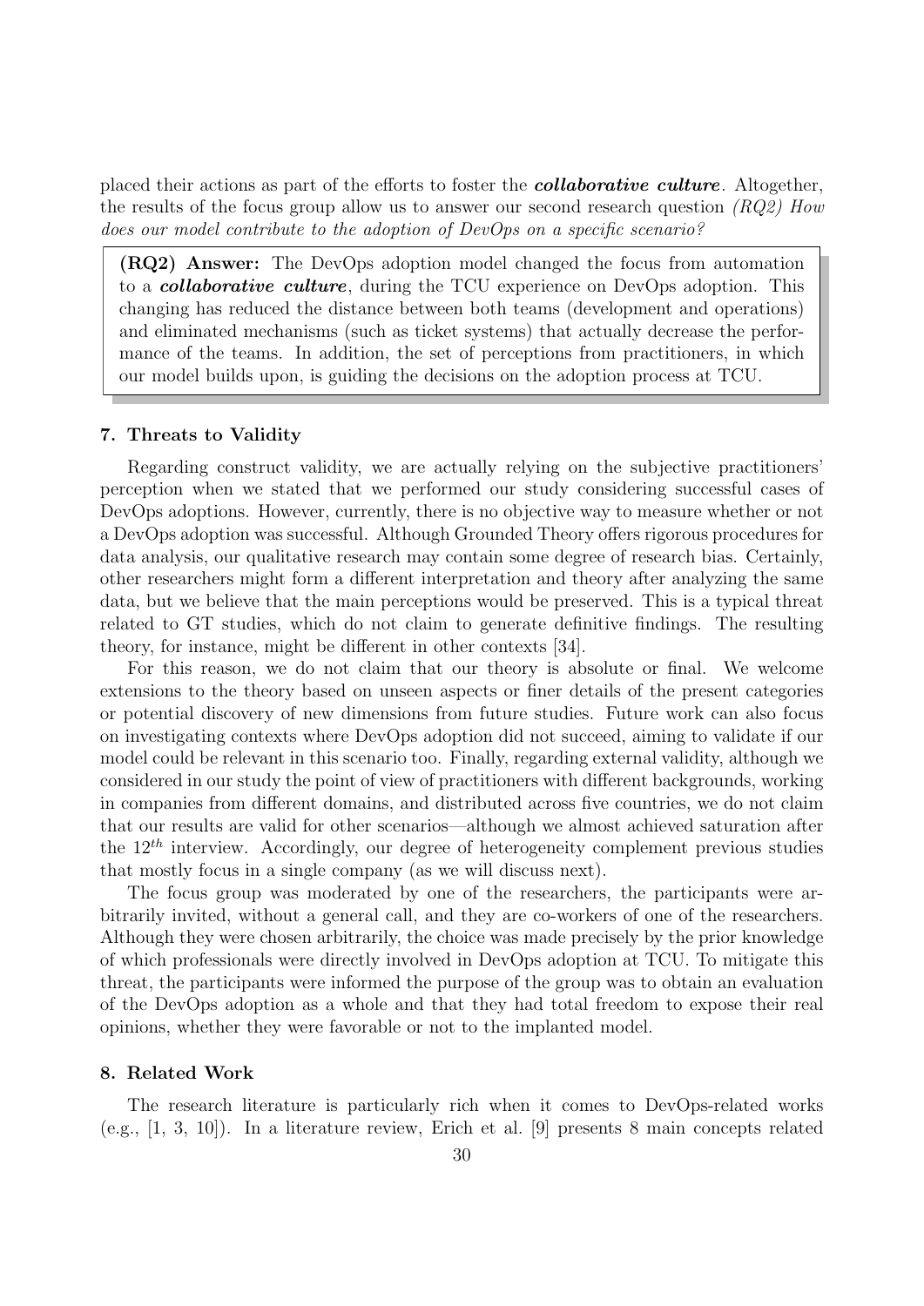placed their actions as part of the efforts to foster the ***collaborative culture***. Altogether, the results of the focus group allow us to answer our second research question *(RQ2) How does our model contribute to the adoption of DevOps on a specific scenario?*

> **(RQ2) Answer:** The DevOps adoption model changed the focus from automation to a ***collaborative culture***, during the TCU experience on DevOps adoption. This changing has reduced the distance between both teams (development and operations) and eliminated mechanisms (such as ticket systems) that actually decrease the performance of the teams. In addition, the set of perceptions from practitioners, in which our model builds upon, is guiding the decisions on the adoption process at TCU.

## 7. Threats to Validity

Regarding construct validity, we are actually relying on the subjective practitioners' perception when we stated that we performed our study considering successful cases of DevOps adoptions. However, currently, there is no objective way to measure whether or not a DevOps adoption was successful. Although Grounded Theory offers rigorous procedures for data analysis, our qualitative research may contain some degree of research bias. Certainly, other researchers might form a different interpretation and theory after analyzing the same data, but we believe that the main perceptions would be preserved. This is a typical threat related to GT studies, which do not claim to generate definitive findings. The resulting theory, for instance, might be different in other contexts [34].

For this reason, we do not claim that our theory is absolute or final. We welcome extensions to the theory based on unseen aspects or finer details of the present categories or potential discovery of new dimensions from future studies. Future work can also focus on investigating contexts where DevOps adoption did not succeed, aiming to validate if our model could be relevant in this scenario too. Finally, regarding external validity, although we considered in our study the point of view of practitioners with different backgrounds, working in companies from different domains, and distributed across five countries, we do not claim that our results are valid for other scenarios—although we almost achieved saturation after the $12^{th}$ interview. Accordingly, our degree of heterogeneity complement previous studies that mostly focus in a single company (as we will discuss next).

The focus group was moderated by one of the researchers, the participants were arbitrarily invited, without a general call, and they are co-workers of one of the researchers. Although they were chosen arbitrarily, the choice was made precisely by the prior knowledge of which professionals were directly involved in DevOps adoption at TCU. To mitigate this threat, the participants were informed the purpose of the group was to obtain an evaluation of the DevOps adoption as a whole and that they had total freedom to expose their real opinions, whether they were favorable or not to the implanted model.

## 8. Related Work

The research literature is particularly rich when it comes to DevOps-related works (e.g., [1, 3, 10]). In a literature review, Erich et al. [9] presents 8 main concepts related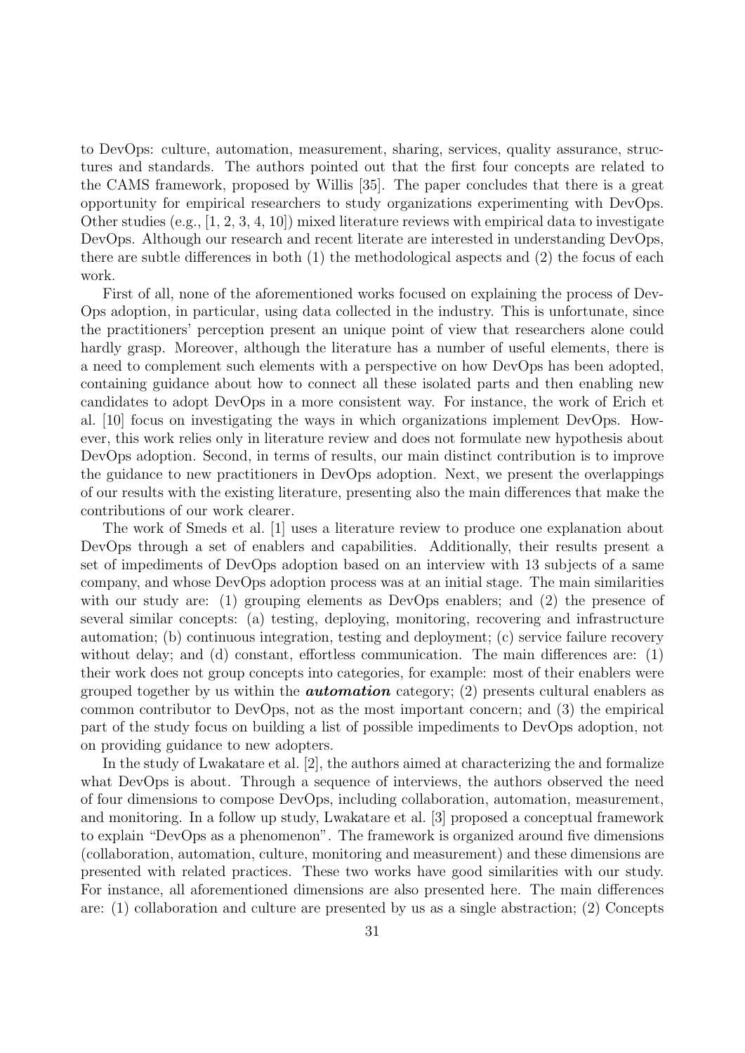to DevOps: culture, automation, measurement, sharing, services, quality assurance, structures and standards. The authors pointed out that the first four concepts are related to the CAMS framework, proposed by Willis [35]. The paper concludes that there is a great opportunity for empirical researchers to study organizations experimenting with DevOps. Other studies (e.g., [1, 2, 3, 4, 10]) mixed literature reviews with empirical data to investigate DevOps. Although our research and recent literate are interested in understanding DevOps, there are subtle differences in both (1) the methodological aspects and (2) the focus of each work.

First of all, none of the aforementioned works focused on explaining the process of DevOps adoption, in particular, using data collected in the industry. This is unfortunate, since the practitioners' perception present an unique point of view that researchers alone could hardly grasp. Moreover, although the literature has a number of useful elements, there is a need to complement such elements with a perspective on how DevOps has been adopted, containing guidance about how to connect all these isolated parts and then enabling new candidates to adopt DevOps in a more consistent way. For instance, the work of Erich et al. [10] focus on investigating the ways in which organizations implement DevOps. However, this work relies only in literature review and does not formulate new hypothesis about DevOps adoption. Second, in terms of results, our main distinct contribution is to improve the guidance to new practitioners in DevOps adoption. Next, we present the overlappings of our results with the existing literature, presenting also the main differences that make the contributions of our work clearer.

The work of Smeds et al. [1] uses a literature review to produce one explanation about DevOps through a set of enablers and capabilities. Additionally, their results present a set of impediments of DevOps adoption based on an interview with 13 subjects of a same company, and whose DevOps adoption process was at an initial stage. The main similarities with our study are: (1) grouping elements as DevOps enablers; and (2) the presence of several similar concepts: (a) testing, deploying, monitoring, recovering and infrastructure automation; (b) continuous integration, testing and deployment; (c) service failure recovery without delay; and (d) constant, effortless communication. The main differences are: (1) their work does not group concepts into categories, for example: most of their enablers were grouped together by us within the ***automation*** category; (2) presents cultural enablers as common contributor to DevOps, not as the most important concern; and (3) the empirical part of the study focus on building a list of possible impediments to DevOps adoption, not on providing guidance to new adopters.

In the study of Lwakatare et al. [2], the authors aimed at characterizing the and formalize what DevOps is about. Through a sequence of interviews, the authors observed the need of four dimensions to compose DevOps, including collaboration, automation, measurement, and monitoring. In a follow up study, Lwakatare et al. [3] proposed a conceptual framework to explain "DevOps as a phenomenon". The framework is organized around five dimensions (collaboration, automation, culture, monitoring and measurement) and these dimensions are presented with related practices. These two works have good similarities with our study. For instance, all aforementioned dimensions are also presented here. The main differences are: (1) collaboration and culture are presented by us as a single abstraction; (2) Concepts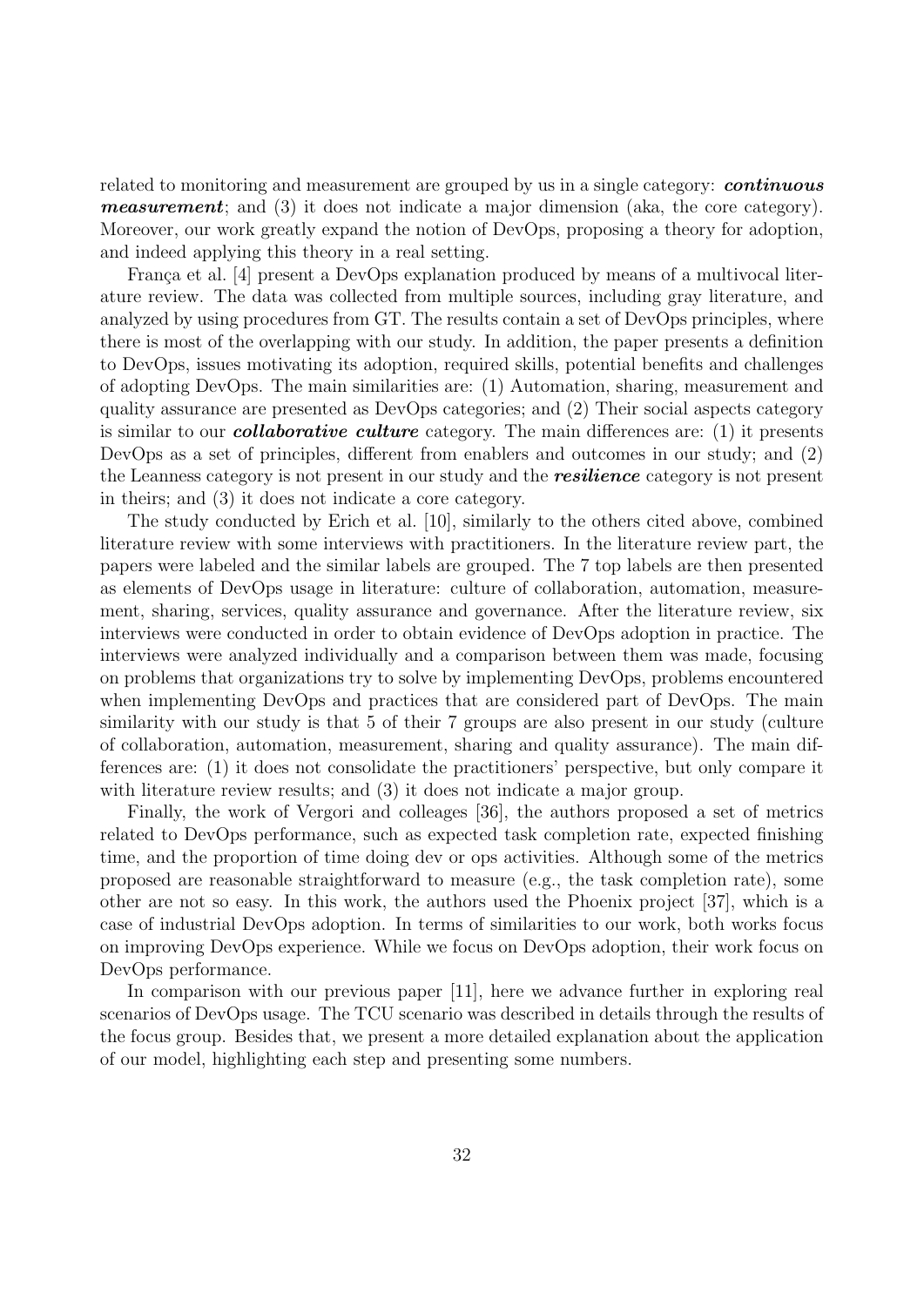related to monitoring and measurement are grouped by us in a single category: ***continuous measurement***; and (3) it does not indicate a major dimension (aka, the core category). Moreover, our work greatly expand the notion of DevOps, proposing a theory for adoption, and indeed applying this theory in a real setting.

França et al. [4] present a DevOps explanation produced by means of a multivocal literature review. The data was collected from multiple sources, including gray literature, and analyzed by using procedures from GT. The results contain a set of DevOps principles, where there is most of the overlapping with our study. In addition, the paper presents a definition to DevOps, issues motivating its adoption, required skills, potential benefits and challenges of adopting DevOps. The main similarities are: (1) Automation, sharing, measurement and quality assurance are presented as DevOps categories; and (2) Their social aspects category is similar to our ***collaborative culture*** category. The main differences are: (1) it presents DevOps as a set of principles, different from enablers and outcomes in our study; and (2) the Leanness category is not present in our study and the ***resilience*** category is not present in theirs; and (3) it does not indicate a core category.

The study conducted by Erich et al. [10], similarly to the others cited above, combined literature review with some interviews with practitioners. In the literature review part, the papers were labeled and the similar labels are grouped. The 7 top labels are then presented as elements of DevOps usage in literature: culture of collaboration, automation, measurement, sharing, services, quality assurance and governance. After the literature review, six interviews were conducted in order to obtain evidence of DevOps adoption in practice. The interviews were analyzed individually and a comparison between them was made, focusing on problems that organizations try to solve by implementing DevOps, problems encountered when implementing DevOps and practices that are considered part of DevOps. The main similarity with our study is that 5 of their 7 groups are also present in our study (culture of collaboration, automation, measurement, sharing and quality assurance). The main differences are: (1) it does not consolidate the practitioners' perspective, but only compare it with literature review results; and (3) it does not indicate a major group.

Finally, the work of Vergori and colleages [36], the authors proposed a set of metrics related to DevOps performance, such as expected task completion rate, expected finishing time, and the proportion of time doing dev or ops activities. Although some of the metrics proposed are reasonable straightforward to measure (e.g., the task completion rate), some other are not so easy. In this work, the authors used the Phoenix project [37], which is a case of industrial DevOps adoption. In terms of similarities to our work, both works focus on improving DevOps experience. While we focus on DevOps adoption, their work focus on DevOps performance.

In comparison with our previous paper [11], here we advance further in exploring real scenarios of DevOps usage. The TCU scenario was described in details through the results of the focus group. Besides that, we present a more detailed explanation about the application of our model, highlighting each step and presenting some numbers.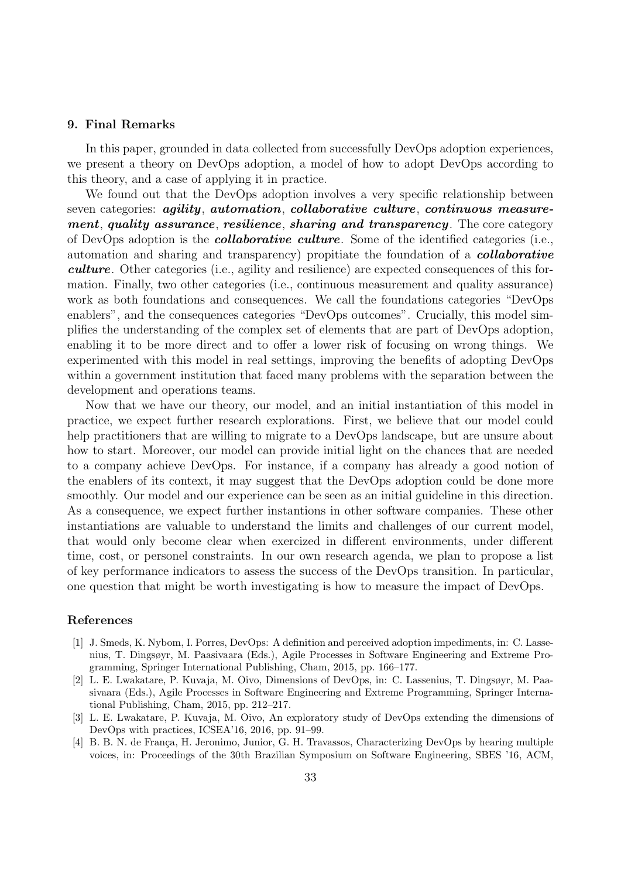## 9. Final Remarks

In this paper, grounded in data collected from successfully DevOps adoption experiences, we present a theory on DevOps adoption, a model of how to adopt DevOps according to this theory, and a case of applying it in practice.

We found out that the DevOps adoption involves a very specific relationship between seven categories: ***agility***, ***automation***, ***collaborative culture***, ***continuous measurement***, ***quality assurance***, ***resilience***, ***sharing and transparency***. The core category of DevOps adoption is the ***collaborative culture***. Some of the identified categories (i.e., automation and sharing and transparency) propitiate the foundation of a ***collaborative culture***. Other categories (i.e., agility and resilience) are expected consequences of this formation. Finally, two other categories (i.e., continuous measurement and quality assurance) work as both foundations and consequences. We call the foundations categories "DevOps enablers", and the consequences categories "DevOps outcomes". Crucially, this model simplifies the understanding of the complex set of elements that are part of DevOps adoption, enabling it to be more direct and to offer a lower risk of focusing on wrong things. We experimented with this model in real settings, improving the benefits of adopting DevOps within a government institution that faced many problems with the separation between the development and operations teams.

Now that we have our theory, our model, and an initial instantiation of this model in practice, we expect further research explorations. First, we believe that our model could help practitioners that are willing to migrate to a DevOps landscape, but are unsure about how to start. Moreover, our model can provide initial light on the chances that are needed to a company achieve DevOps. For instance, if a company has already a good notion of the enablers of its context, it may suggest that the DevOps adoption could be done more smoothly. Our model and our experience can be seen as an initial guideline in this direction. As a consequence, we expect further instantions in other software companies. These other instantiations are valuable to understand the limits and challenges of our current model, that would only become clear when exercized in different environments, under different time, cost, or personel constraints. In our own research agenda, we plan to propose a list of key performance indicators to assess the success of the DevOps transition. In particular, one question that might be worth investigating is how to measure the impact of DevOps.

## References

[1] J. Smeds, K. Nybom, I. Porres, DevOps: A definition and perceived adoption impediments, in: C. Lassenius, T. Dingsøyr, M. Paasivaara (Eds.), Agile Processes in Software Engineering and Extreme Programming, Springer International Publishing, Cham, 2015, pp. 166–177.

[2] L. E. Lwakatare, P. Kuvaja, M. Oivo, Dimensions of DevOps, in: C. Lassenius, T. Dingsøyr, M. Paasivaara (Eds.), Agile Processes in Software Engineering and Extreme Programming, Springer International Publishing, Cham, 2015, pp. 212–217.

[3] L. E. Lwakatare, P. Kuvaja, M. Oivo, An exploratory study of DevOps extending the dimensions of DevOps with practices, ICSEA'16, 2016, pp. 91–99.

[4] B. B. N. de França, H. Jeronimo, Junior, G. H. Travassos, Characterizing DevOps by hearing multiple voices, in: Proceedings of the 30th Brazilian Symposium on Software Engineering, SBES '16, ACM,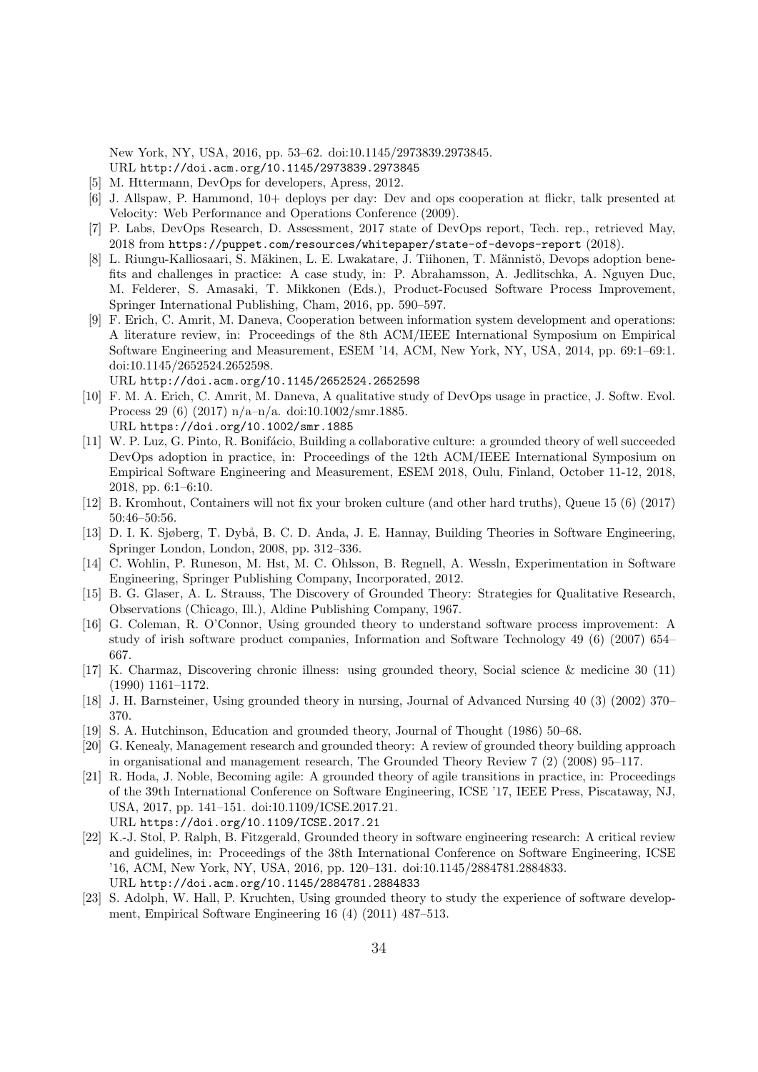New York, NY, USA, 2016, pp. 53–62. doi:10.1145/2973839.2973845.
URL http://doi.acm.org/10.1145/2973839.2973845

[5] M. Httermann, DevOps for developers, Apress, 2012.

[6] J. Allspaw, P. Hammond, 10+ deploys per day: Dev and ops cooperation at flickr, talk presented at Velocity: Web Performance and Operations Conference (2009).

[7] P. Labs, DevOps Research, D. Assessment, 2017 state of DevOps report, Tech. rep., retrieved May, 2018 from https://puppet.com/resources/whitepaper/state-of-devops-report (2018).

[8] L. Riungu-Kalliosaari, S. Mäkinen, L. E. Lwakatare, J. Tiihonen, T. Männistö, Devops adoption benefits and challenges in practice: A case study, in: P. Abrahamsson, A. Jedlitschka, A. Nguyen Duc, M. Felderer, S. Amasaki, T. Mikkonen (Eds.), Product-Focused Software Process Improvement, Springer International Publishing, Cham, 2016, pp. 590–597.

[9] F. Erich, C. Amrit, M. Daneva, Cooperation between information system development and operations: A literature review, in: Proceedings of the 8th ACM/IEEE International Symposium on Empirical Software Engineering and Measurement, ESEM '14, ACM, New York, NY, USA, 2014, pp. 69:1–69:1. doi:10.1145/2652524.2652598.
URL http://doi.acm.org/10.1145/2652524.2652598

[10] F. M. A. Erich, C. Amrit, M. Daneva, A qualitative study of DevOps usage in practice, J. Softw. Evol. Process 29 (6) (2017) n/a–n/a. doi:10.1002/smr.1885.
URL https://doi.org/10.1002/smr.1885

[11] W. P. Luz, G. Pinto, R. Bonifácio, Building a collaborative culture: a grounded theory of well succeeded DevOps adoption in practice, in: Proceedings of the 12th ACM/IEEE International Symposium on Empirical Software Engineering and Measurement, ESEM 2018, Oulu, Finland, October 11-12, 2018, 2018, pp. 6:1–6:10.

[12] B. Kromhout, Containers will not fix your broken culture (and other hard truths), Queue 15 (6) (2017) 50:46–50:56.

[13] D. I. K. Sjøberg, T. Dybå, B. C. D. Anda, J. E. Hannay, Building Theories in Software Engineering, Springer London, London, 2008, pp. 312–336.

[14] C. Wohlin, P. Runeson, M. Hst, M. C. Ohlsson, B. Regnell, A. Wessln, Experimentation in Software Engineering, Springer Publishing Company, Incorporated, 2012.

[15] B. G. Glaser, A. L. Strauss, The Discovery of Grounded Theory: Strategies for Qualitative Research, Observations (Chicago, Ill.), Aldine Publishing Company, 1967.

[16] G. Coleman, R. O'Connor, Using grounded theory to understand software process improvement: A study of irish software product companies, Information and Software Technology 49 (6) (2007) 654–667.

[17] K. Charmaz, Discovering chronic illness: using grounded theory, Social science & medicine 30 (11) (1990) 1161–1172.

[18] J. H. Barnsteiner, Using grounded theory in nursing, Journal of Advanced Nursing 40 (3) (2002) 370–370.

[19] S. A. Hutchinson, Education and grounded theory, Journal of Thought (1986) 50–68.

[20] G. Kenealy, Management research and grounded theory: A review of grounded theory building approach in organisational and management research, The Grounded Theory Review 7 (2) (2008) 95–117.

[21] R. Hoda, J. Noble, Becoming agile: A grounded theory of agile transitions in practice, in: Proceedings of the 39th International Conference on Software Engineering, ICSE '17, IEEE Press, Piscataway, NJ, USA, 2017, pp. 141–151. doi:10.1109/ICSE.2017.21.
URL https://doi.org/10.1109/ICSE.2017.21

[22] K.-J. Stol, P. Ralph, B. Fitzgerald, Grounded theory in software engineering research: A critical review and guidelines, in: Proceedings of the 38th International Conference on Software Engineering, ICSE '16, ACM, New York, NY, USA, 2016, pp. 120–131. doi:10.1145/2884781.2884833.
URL http://doi.acm.org/10.1145/2884781.2884833

[23] S. Adolph, W. Hall, P. Kruchten, Using grounded theory to study the experience of software development, Empirical Software Engineering 16 (4) (2011) 487–513.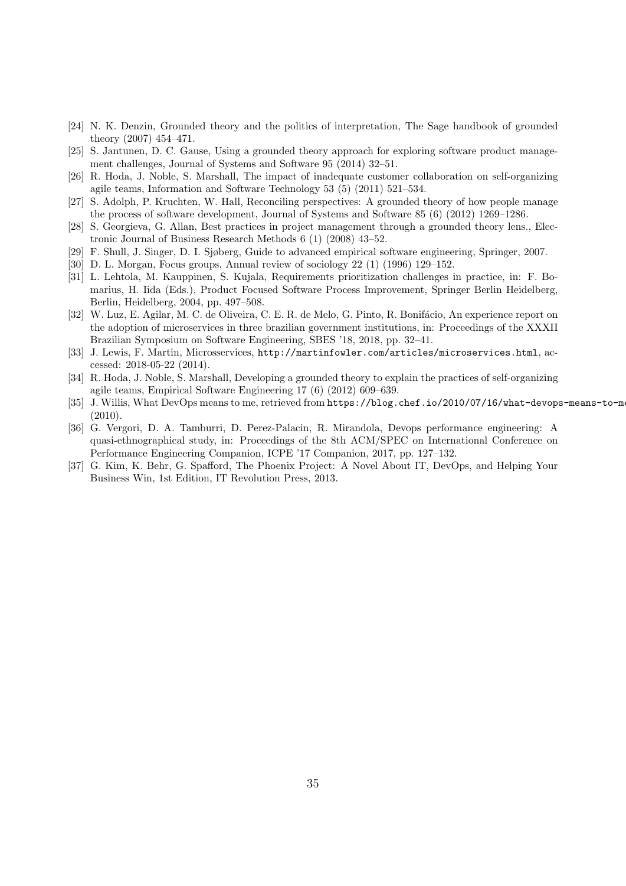[24] N. K. Denzin, Grounded theory and the politics of interpretation, The Sage handbook of grounded theory (2007) 454–471.

[25] S. Jantunen, D. C. Gause, Using a grounded theory approach for exploring software product management challenges, Journal of Systems and Software 95 (2014) 32–51.

[26] R. Hoda, J. Noble, S. Marshall, The impact of inadequate customer collaboration on self-organizing agile teams, Information and Software Technology 53 (5) (2011) 521–534.

[27] S. Adolph, P. Kruchten, W. Hall, Reconciling perspectives: A grounded theory of how people manage the process of software development, Journal of Systems and Software 85 (6) (2012) 1269–1286.

[28] S. Georgieva, G. Allan, Best practices in project management through a grounded theory lens., Electronic Journal of Business Research Methods 6 (1) (2008) 43–52.

[29] F. Shull, J. Singer, D. I. Sjøberg, Guide to advanced empirical software engineering, Springer, 2007.

[30] D. L. Morgan, Focus groups, Annual review of sociology 22 (1) (1996) 129–152.

[31] L. Lehtola, M. Kauppinen, S. Kujala, Requirements prioritization challenges in practice, in: F. Bomarius, H. Iida (Eds.), Product Focused Software Process Improvement, Springer Berlin Heidelberg, Berlin, Heidelberg, 2004, pp. 497–508.

[32] W. Luz, E. Agilar, M. C. de Oliveira, C. E. R. de Melo, G. Pinto, R. Bonifácio, An experience report on the adoption of microservices in three brazilian government institutions, in: Proceedings of the XXXII Brazilian Symposium on Software Engineering, SBES '18, 2018, pp. 32–41.

[33] J. Lewis, F. Martin, Microsservices, http://martinfowler.com/articles/microservices.html, accessed: 2018-05-22 (2014).

[34] R. Hoda, J. Noble, S. Marshall, Developing a grounded theory to explain the practices of self-organizing agile teams, Empirical Software Engineering 17 (6) (2012) 609–639.

[35] J. Willis, What DevOps means to me, retrieved from https://blog.chef.io/2010/07/16/what-devops-means-to-me (2010).

[36] G. Vergori, D. A. Tamburri, D. Perez-Palacin, R. Mirandola, Devops performance engineering: A quasi-ethnographical study, in: Proceedings of the 8th ACM/SPEC on International Conference on Performance Engineering Companion, ICPE '17 Companion, 2017, pp. 127–132.

[37] G. Kim, K. Behr, G. Spafford, The Phoenix Project: A Novel About IT, DevOps, and Helping Your Business Win, 1st Edition, IT Revolution Press, 2013.